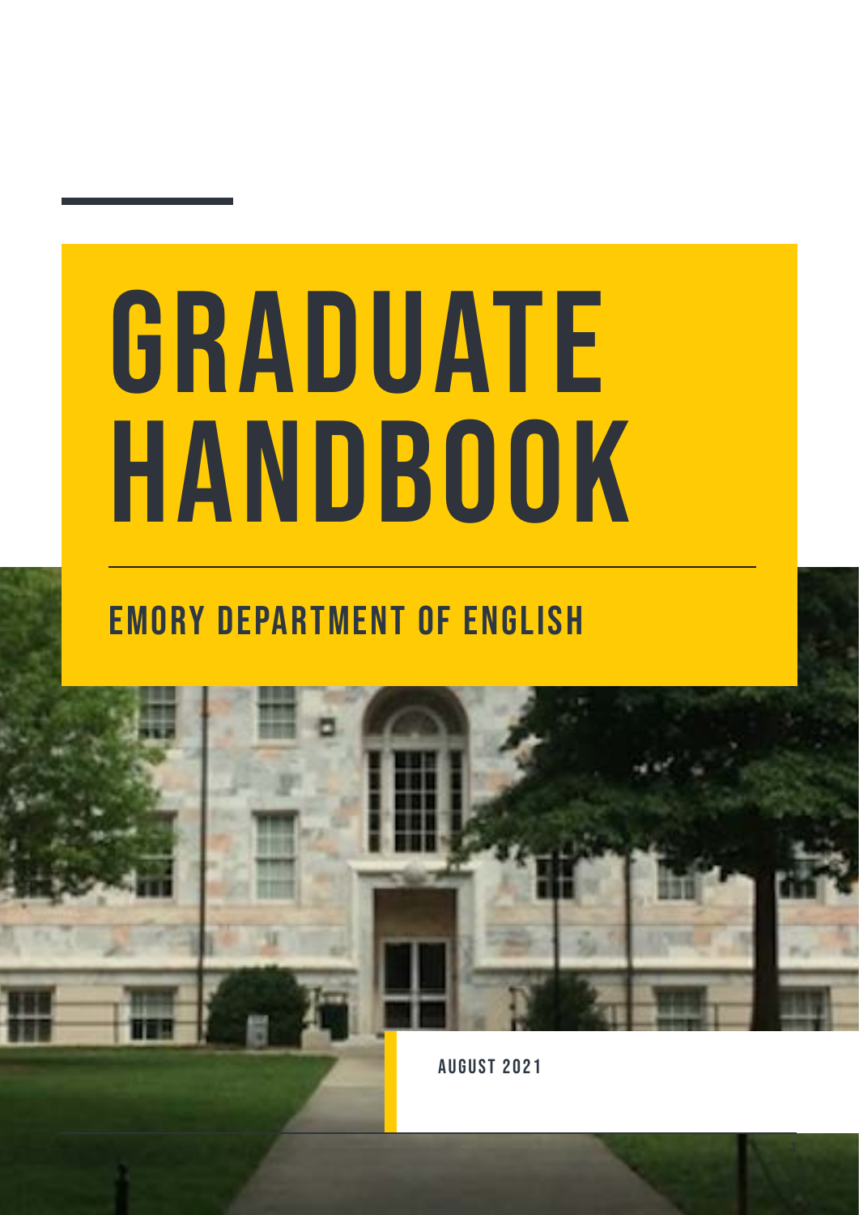# GRADUATE HANDBOOK

## EMORY DEPARTMENT OF ENGLISH

AUGUST 2021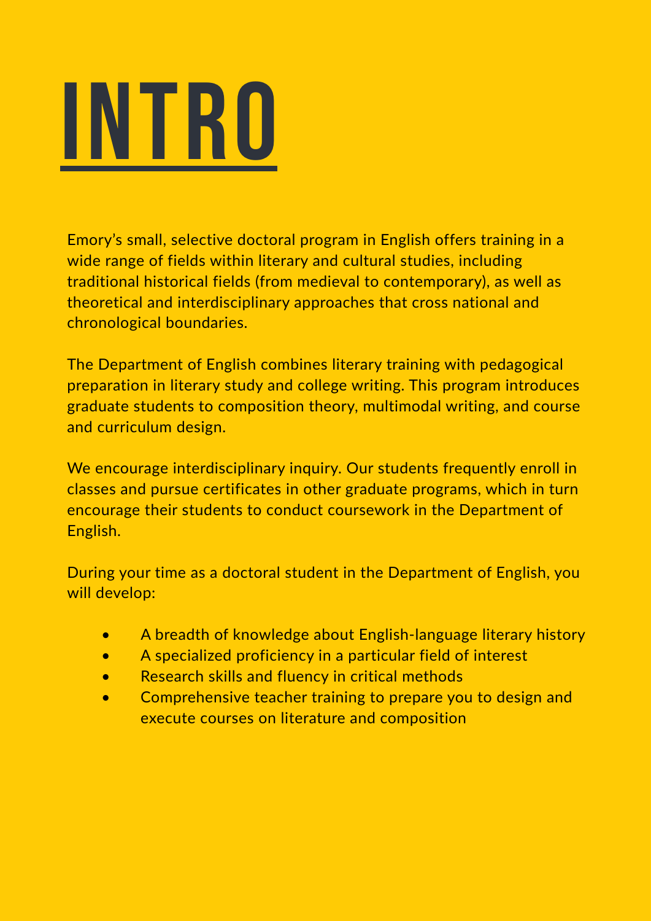# INTRO

Emory's small, selective doctoral program in English offers training in a wide range of fields within literary and cultural studies, including traditional historical fields (from medieval to contemporary), as well as theoretical and interdisciplinary approaches that cross national and chronological boundaries.

The Department of English combines literary training with pedagogical preparation in literary study and college writing. This program introduces graduate students to composition theory, multimodal writing, and course and curriculum design.

We encourage interdisciplinary inquiry. Our students frequently enroll in classes and pursue certificates in other graduate programs, which in turn encourage their students to conduct coursework in the Department of English.

During your time as a doctoral student in the Department of English, you will develop:

- A breadth of knowledge about English-language literary history
- A specialized proficiency in a particular field of interest
- Research skills and fluency in critical methods
- Comprehensive teacher training to prepare you to design and execute courses on literature and composition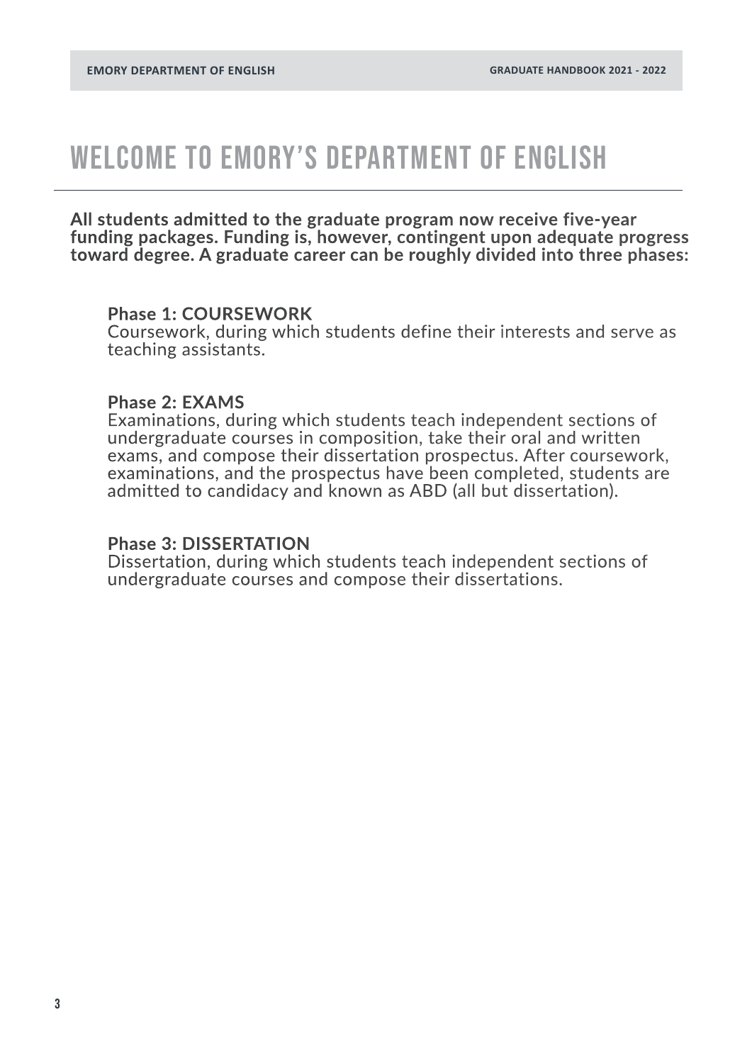# WELCOME TO EMORY'S DEPARTMENT OF ENGLISH

**All students admitted to the graduate program now receive five-year funding packages. Funding is, however, contingent upon adequate progress toward degree. A graduate career can be roughly divided into three phases:**

**Phase 1: COURSEWORK**
Coursework, during which students define their interests and serve as teaching assistants.

**Phase 2: EXAMS**
Examinations, during which students teach independent sections of undergraduate courses in composition, take their oral and written exams, and compose their dissertation prospectus. After coursework, examinations, and the prospectus have been completed, students are admitted to candidacy and known as ABD (all but dissertation).

**Phase 3: DISSERTATION**
Dissertation, during which students teach independent sections of undergraduate courses and compose their dissertations.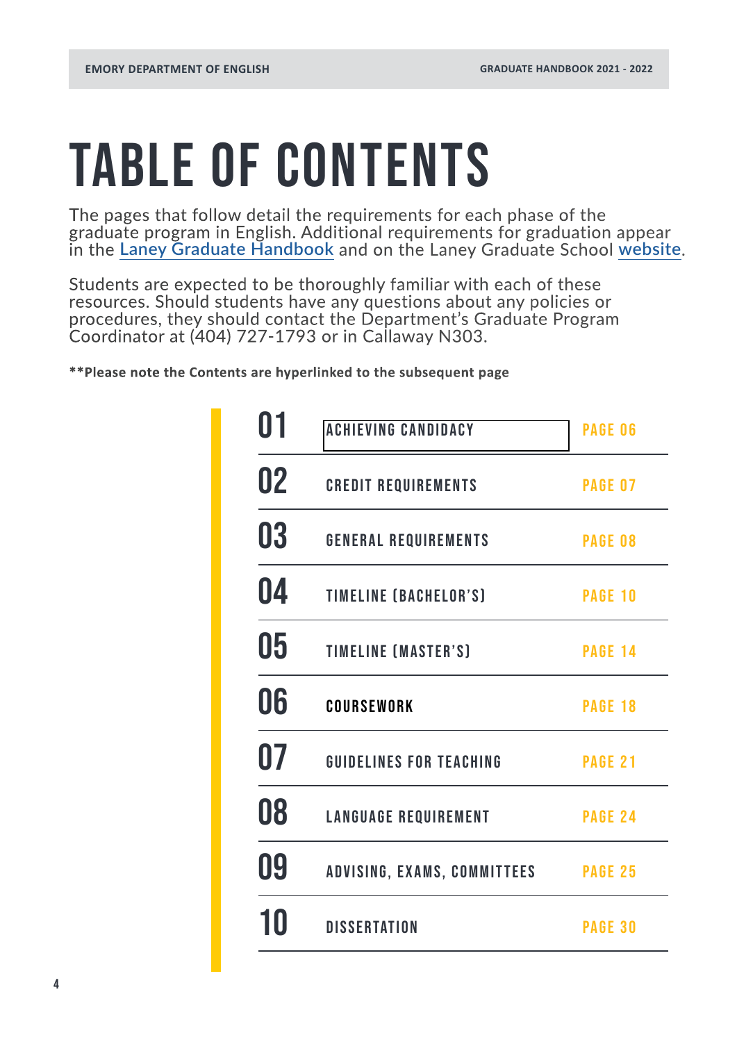# TABLE OF CONTENTS

The pages that follow detail the requirements for each phase of the graduate program in English. Additional requirements for graduation appear in the Laney Graduate Handbook and on the Laney Graduate School website.

Students are expected to be thoroughly familiar with each of these resources. Should students have any questions about any policies or procedures, they should contact the Department's Graduate Program Coordinator at (404) 727-1793 or in Callaway N303.

**\*\*Please note the Contents are hyperlinked to the subsequent page**

| | | |
|---|---|---|
| 01 | ACHIEVING CANDIDACY | PAGE 06 |
| 02 | CREDIT REQUIREMENTS | PAGE 07 |
| 03 | GENERAL REQUIREMENTS | PAGE 08 |
| 04 | TIMELINE (BACHELOR'S) | PAGE 10 |
| 05 | TIMELINE (MASTER'S) | PAGE 14 |
| 06 | COURSEWORK | PAGE 18 |
| 07 | GUIDELINES FOR TEACHING | PAGE 21 |
| 08 | LANGUAGE REQUIREMENT | PAGE 24 |
| 09 | ADVISING, EXAMS, COMMITTEES | PAGE 25 |
| 10 | DISSERTATION | PAGE 30 |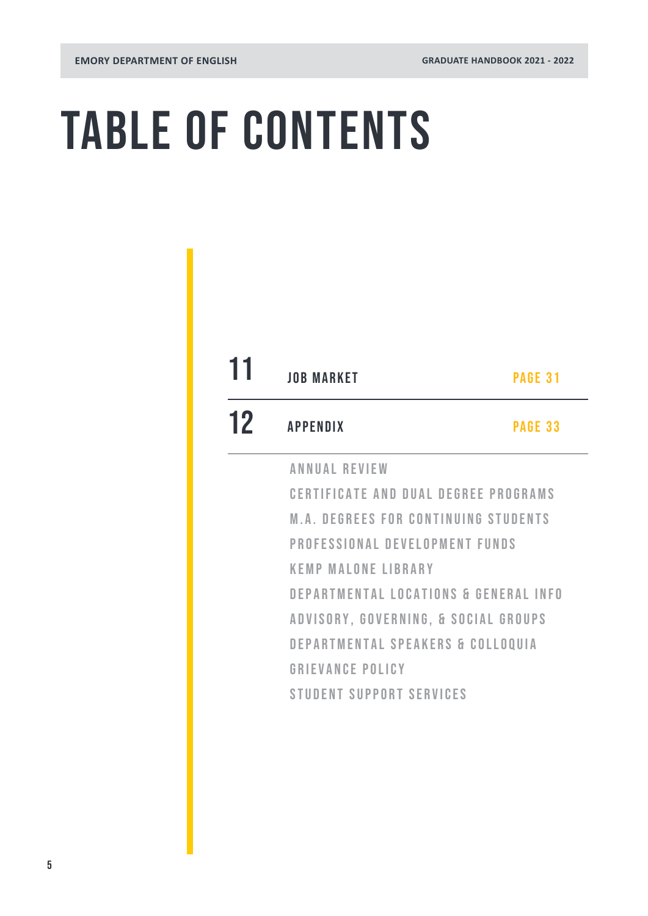# TABLE OF CONTENTS

| | | |
|---|---|---|
| 11 | JOB MARKET | PAGE 31 |
| 12 | APPENDIX | PAGE 33 |

- ANNUAL REVIEW
- CERTIFICATE AND DUAL DEGREE PROGRAMS
- M.A. DEGREES FOR CONTINUING STUDENTS
- PROFESSIONAL DEVELOPMENT FUNDS
- KEMP MALONE LIBRARY
- DEPARTMENTAL LOCATIONS & GENERAL INFO
- ADVISORY, GOVERNING, & SOCIAL GROUPS
- DEPARTMENTAL SPEAKERS & COLLOQUIA
- GRIEVANCE POLICY
- STUDENT SUPPORT SERVICES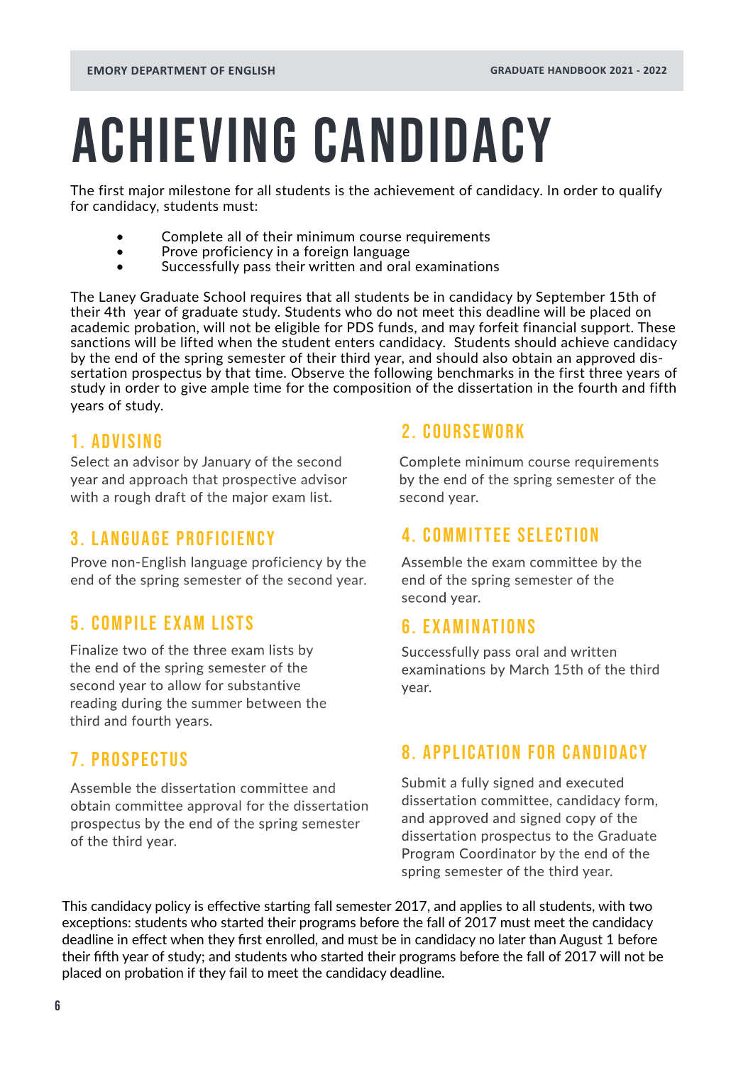# ACHIEVING CANDIDACY

The first major milestone for all students is the achievement of candidacy. In order to qualify for candidacy, students must:

- Complete all of their minimum course requirements
- Prove proficiency in a foreign language
- Successfully pass their written and oral examinations

The Laney Graduate School requires that all students be in candidacy by September 15th of their 4th year of graduate study. Students who do not meet this deadline will be placed on academic probation, will not be eligible for PDS funds, and may forfeit financial support. These sanctions will be lifted when the student enters candidacy. Students should achieve candidacy by the end of the spring semester of their third year, and should also obtain an approved dissertation prospectus by that time. Observe the following benchmarks in the first three years of study in order to give ample time for the composition of the dissertation in the fourth and fifth years of study.

## 1. ADVISING

Select an advisor by January of the second year and approach that prospective advisor with a rough draft of the major exam list.

## 2. COURSEWORK

Complete minimum course requirements by the end of the spring semester of the second year.

## 3. LANGUAGE PROFICIENCY

Prove non-English language proficiency by the end of the spring semester of the second year.

## 4. COMMITTEE SELECTION

Assemble the exam committee by the end of the spring semester of the second year.

## 5. COMPILE EXAM LISTS

Finalize two of the three exam lists by the end of the spring semester of the second year to allow for substantive reading during the summer between the third and fourth years.

## 6. EXAMINATIONS

Successfully pass oral and written examinations by March 15th of the third year.

## 7. PROSPECTUS

Assemble the dissertation committee and obtain committee approval for the dissertation prospectus by the end of the spring semester of the third year.

## 8. APPLICATION FOR CANDIDACY

Submit a fully signed and executed dissertation committee, candidacy form, and approved and signed copy of the dissertation prospectus to the Graduate Program Coordinator by the end of the spring semester of the third year.

This candidacy policy is effective starting fall semester 2017, and applies to all students, with two exceptions: students who started their programs before the fall of 2017 must meet the candidacy deadline in effect when they first enrolled, and must be in candidacy no later than August 1 before their fifth year of study; and students who started their programs before the fall of 2017 will not be placed on probation if they fail to meet the candidacy deadline.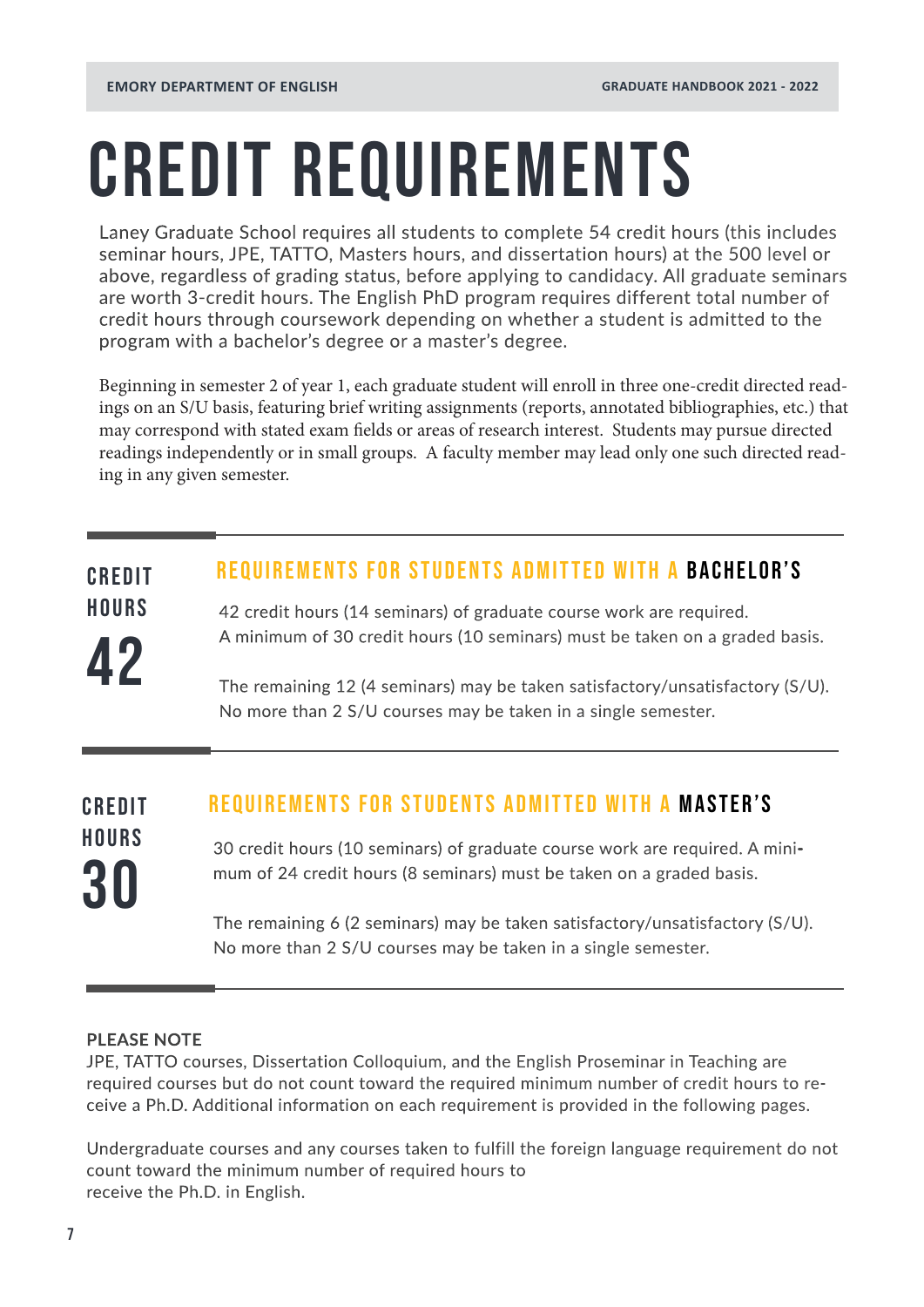# CREDIT REQUIREMENTS

Laney Graduate School requires all students to complete 54 credit hours (this includes seminar hours, JPE, TATTO, Masters hours, and dissertation hours) at the 500 level or above, regardless of grading status, before applying to candidacy. All graduate seminars are worth 3-credit hours. The English PhD program requires different total number of credit hours through coursework depending on whether a student is admitted to the program with a bachelor's degree or a master's degree.

Beginning in semester 2 of year 1, each graduate student will enroll in three one-credit directed readings on an S/U basis, featuring brief writing assignments (reports, annotated bibliographies, etc.) that may correspond with stated exam fields or areas of research interest. Students may pursue directed readings independently or in small groups. A faculty member may lead only one such directed reading in any given semester.

## CREDIT HOURS 42

### REQUIREMENTS FOR STUDENTS ADMITTED WITH A BACHELOR'S

42 credit hours (14 seminars) of graduate course work are required. A minimum of 30 credit hours (10 seminars) must be taken on a graded basis.

The remaining 12 (4 seminars) may be taken satisfactory/unsatisfactory (S/U). No more than 2 S/U courses may be taken in a single semester.

## CREDIT HOURS 30

### REQUIREMENTS FOR STUDENTS ADMITTED WITH A MASTER'S

30 credit hours (10 seminars) of graduate course work are required. A minimum of 24 credit hours (8 seminars) must be taken on a graded basis.

The remaining 6 (2 seminars) may be taken satisfactory/unsatisfactory (S/U). No more than 2 S/U courses may be taken in a single semester.

**PLEASE NOTE**

JPE, TATTO courses, Dissertation Colloquium, and the English Proseminar in Teaching are required courses but do not count toward the required minimum number of credit hours to receive a Ph.D. Additional information on each requirement is provided in the following pages.

Undergraduate courses and any courses taken to fulfill the foreign language requirement do not count toward the minimum number of required hours to receive the Ph.D. in English.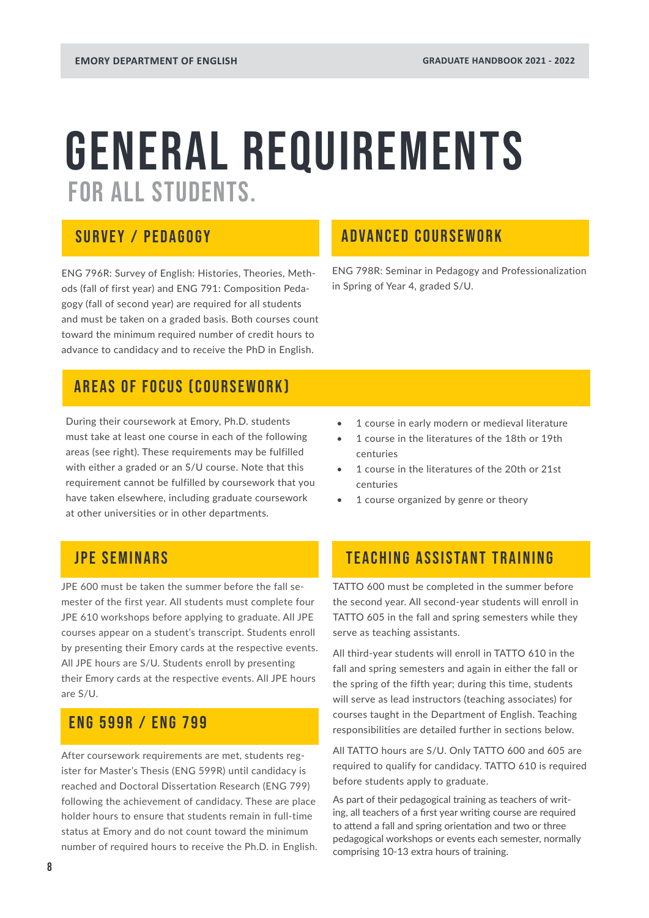# GENERAL REQUIREMENTS

## FOR ALL STUDENTS.

### SURVEY / PEDAGOGY

ENG 796R: Survey of English: Histories, Theories, Methods (fall of first year) and ENG 791: Composition Pedagogy (fall of second year) are required for all students and must be taken on a graded basis. Both courses count toward the minimum required number of credit hours to advance to candidacy and to receive the PhD in English.

### ADVANCED COURSEWORK

ENG 798R: Seminar in Pedagogy and Professionalization in Spring of Year 4, graded S/U.

### AREAS OF FOCUS (COURSEWORK)

During their coursework at Emory, Ph.D. students must take at least one course in each of the following areas (see right). These requirements may be fulfilled with either a graded or an S/U course. Note that this requirement cannot be fulfilled by coursework that you have taken elsewhere, including graduate coursework at other universities or in other departments.

- 1 course in early modern or medieval literature
- 1 course in the literatures of the 18th or 19th centuries
- 1 course in the literatures of the 20th or 21st centuries
- 1 course organized by genre or theory

### JPE SEMINARS

JPE 600 must be taken the summer before the fall semester of the first year. All students must complete four JPE 610 workshops before applying to graduate. All JPE courses appear on a student's transcript. Students enroll by presenting their Emory cards at the respective events. All JPE hours are S/U. Students enroll by presenting their Emory cards at the respective events. All JPE hours are S/U.

### ENG 599R / ENG 799

After coursework requirements are met, students register for Master's Thesis (ENG 599R) until candidacy is reached and Doctoral Dissertation Research (ENG 799) following the achievement of candidacy. These are place holder hours to ensure that students remain in full-time status at Emory and do not count toward the minimum number of required hours to receive the Ph.D. in English.

### TEACHING ASSISTANT TRAINING

TATTO 600 must be completed in the summer before the second year. All second-year students will enroll in TATTO 605 in the fall and spring semesters while they serve as teaching assistants.

All third-year students will enroll in TATTO 610 in the fall and spring semesters and again in either the fall or the spring of the fifth year; during this time, students will serve as lead instructors (teaching associates) for courses taught in the Department of English. Teaching responsibilities are detailed further in sections below.

All TATTO hours are S/U. Only TATTO 600 and 605 are required to qualify for candidacy. TATTO 610 is required before students apply to graduate.

As part of their pedagogical training as teachers of writing, all teachers of a first year writing course are required to attend a fall and spring orientation and two or three pedagogical workshops or events each semester, normally comprising 10-13 extra hours of training.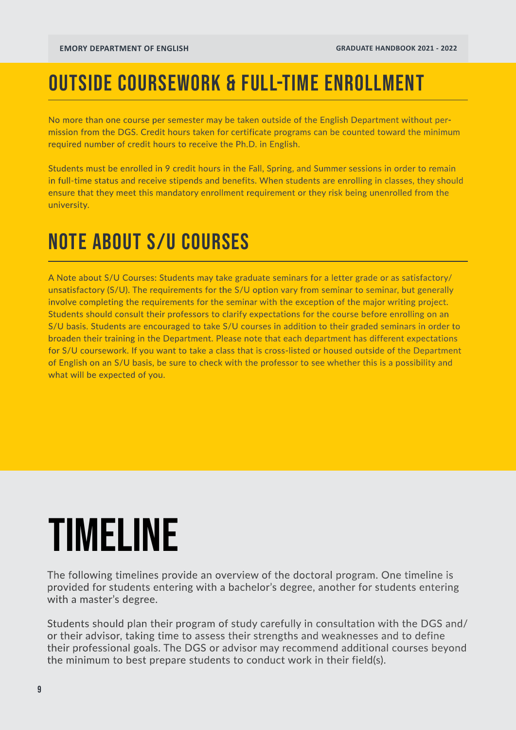## OUTSIDE COURSEWORK & FULL-TIME ENROLLMENT

No more than one course per semester may be taken outside of the English Department without permission from the DGS. Credit hours taken for certificate programs can be counted toward the minimum required number of credit hours to receive the Ph.D. in English.

Students must be enrolled in 9 credit hours in the Fall, Spring, and Summer sessions in order to remain in full-time status and receive stipends and benefits. When students are enrolling in classes, they should ensure that they meet this mandatory enrollment requirement or they risk being unenrolled from the university.

## NOTE ABOUT S/U COURSES

A Note about S/U Courses: Students may take graduate seminars for a letter grade or as satisfactory/unsatisfactory (S/U). The requirements for the S/U option vary from seminar to seminar, but generally involve completing the requirements for the seminar with the exception of the major writing project. Students should consult their professors to clarify expectations for the course before enrolling on an S/U basis. Students are encouraged to take S/U courses in addition to their graded seminars in order to broaden their training in the Department. Please note that each department has different expectations for S/U coursework. If you want to take a class that is cross-listed or housed outside of the Department of English on an S/U basis, be sure to check with the professor to see whether this is a possibility and what will be expected of you.

# TIMELINE

The following timelines provide an overview of the doctoral program. One timeline is provided for students entering with a bachelor's degree, another for students entering with a master's degree.

Students should plan their program of study carefully in consultation with the DGS and/or their advisor, taking time to assess their strengths and weaknesses and to define their professional goals. The DGS or advisor may recommend additional courses beyond the minimum to best prepare students to conduct work in their field(s).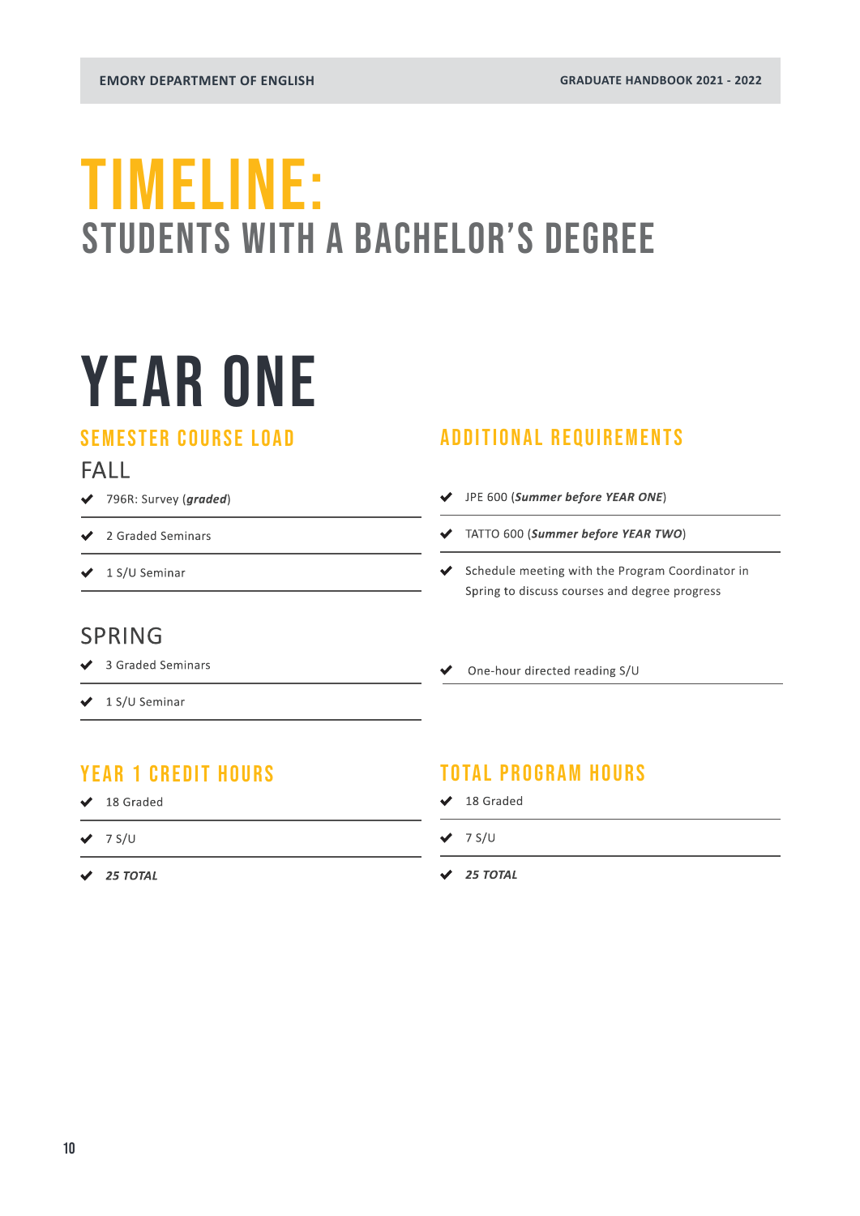# TIMELINE:
## STUDENTS WITH A BACHELOR'S DEGREE

# YEAR ONE

### SEMESTER COURSE LOAD

#### FALL

- 796R: Survey (***graded***)
- 2 Graded Seminars
- 1 S/U Seminar

#### SPRING

- 3 Graded Seminars
- 1 S/U Seminar

### ADDITIONAL REQUIREMENTS

- JPE 600 (***Summer before YEAR ONE***)
- TATTO 600 (***Summer before YEAR TWO***)
- Schedule meeting with the Program Coordinator in Spring to discuss courses and degree progress
- One-hour directed reading S/U

### YEAR 1 CREDIT HOURS

- 18 Graded
- 7 S/U
- ***25 TOTAL***

### TOTAL PROGRAM HOURS

- 18 Graded
- 7 S/U
- ***25 TOTAL***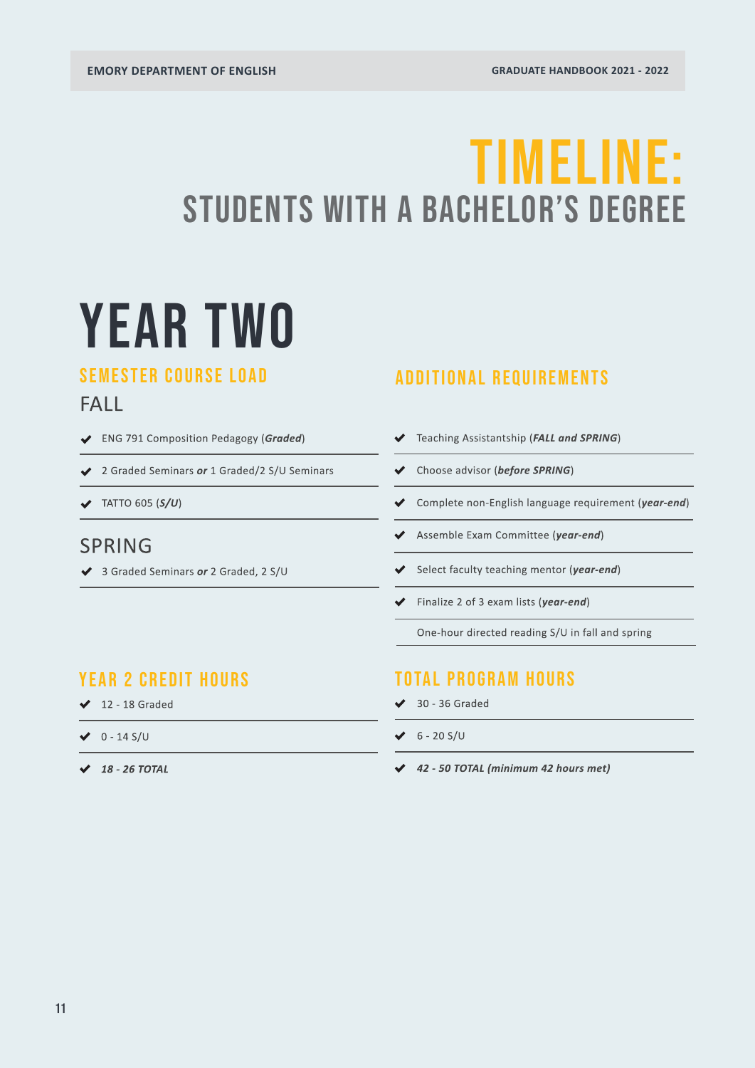# TIMELINE:
## STUDENTS WITH A BACHELOR'S DEGREE

# YEAR TWO

### SEMESTER COURSE LOAD

#### FALL

- ENG 791 Composition Pedagogy (***Graded***)
- 2 Graded Seminars ***or*** 1 Graded/2 S/U Seminars
- TATTO 605 (***S/U***)

#### SPRING

- 3 Graded Seminars ***or*** 2 Graded, 2 S/U

### ADDITIONAL REQUIREMENTS

- Teaching Assistantship (***FALL and SPRING***)
- Choose advisor (***before SPRING***)
- Complete non-English language requirement (***year-end***)
- Assemble Exam Committee (***year-end***)
- Select faculty teaching mentor (***year-end***)
- Finalize 2 of 3 exam lists (***year-end***)

One-hour directed reading S/U in fall and spring

### YEAR 2 CREDIT HOURS

- 12 - 18 Graded
- 0 - 14 S/U
- ***18 - 26 TOTAL***

### TOTAL PROGRAM HOURS

- 30 - 36 Graded
- 6 - 20 S/U
- ***42 - 50 TOTAL (minimum 42 hours met)***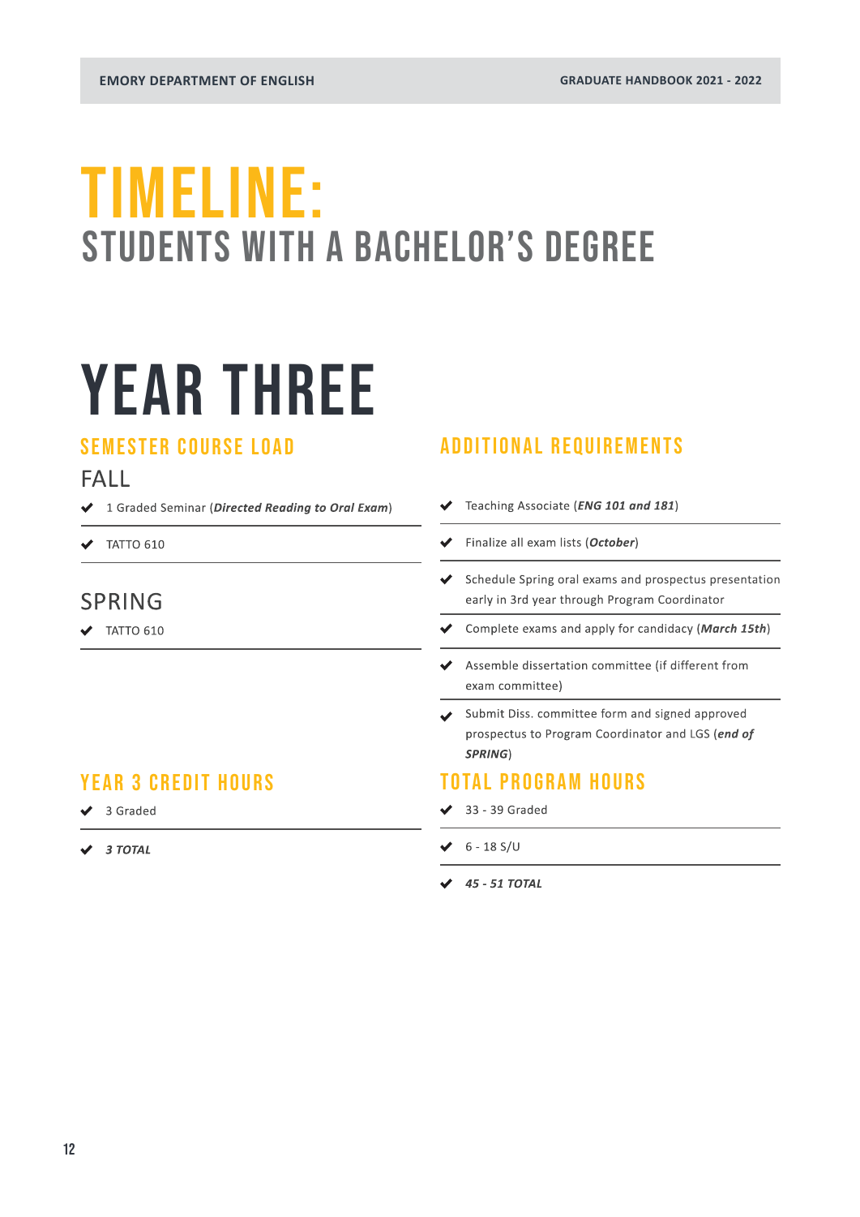# TIMELINE:
## STUDENTS WITH A BACHELOR'S DEGREE

# YEAR THREE

### SEMESTER COURSE LOAD

#### FALL

- 1 Graded Seminar (***Directed Reading to Oral Exam***)
- TATTO 610

#### SPRING

- TATTO 610

### ADDITIONAL REQUIREMENTS

- Teaching Associate (***ENG 101 and 181***)
- Finalize all exam lists (***October***)
- Schedule Spring oral exams and prospectus presentation early in 3rd year through Program Coordinator
- Complete exams and apply for candidacy (***March 15th***)
- Assemble dissertation committee (if different from exam committee)
- Submit Diss. committee form and signed approved prospectus to Program Coordinator and LGS (***end of SPRING***)

### YEAR 3 CREDIT HOURS

- 3 Graded
- ***3 TOTAL***

### TOTAL PROGRAM HOURS

- 33 - 39 Graded
- 6 - 18 S/U
- ***45 - 51 TOTAL***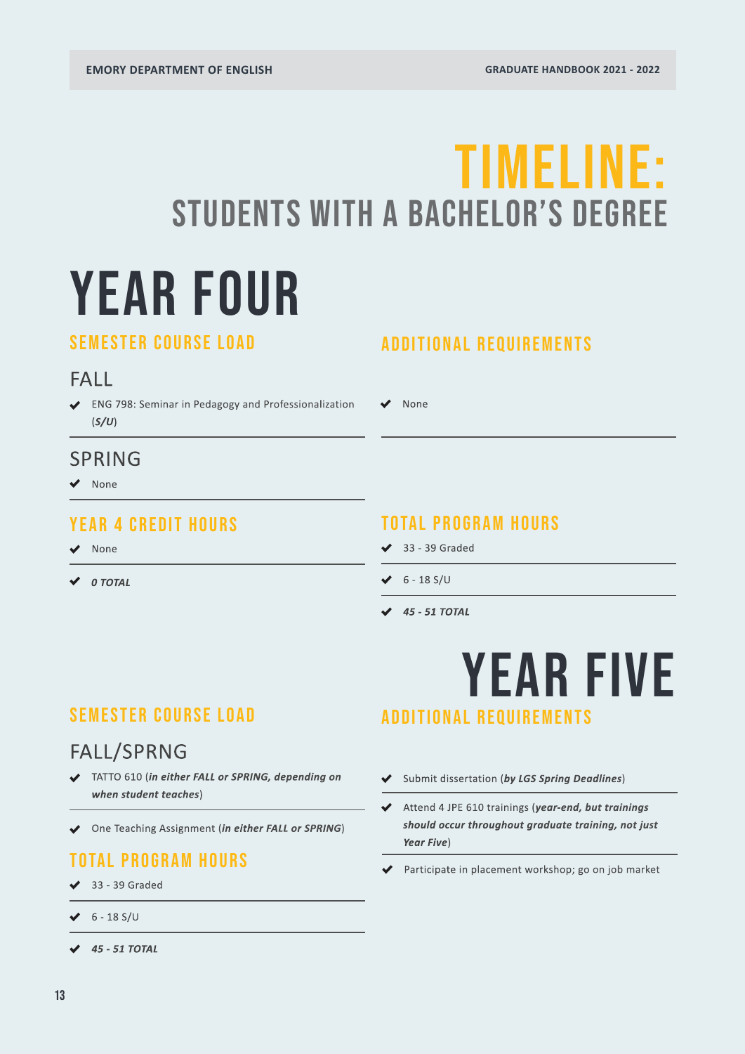# TIMELINE:
## STUDENTS WITH A BACHELOR'S DEGREE

# YEAR FOUR

### SEMESTER COURSE LOAD

#### FALL

- ENG 798: Seminar in Pedagogy and Professionalization (***S/U***)

#### SPRING

- None

### YEAR 4 CREDIT HOURS

- None
- ***0 TOTAL***

### ADDITIONAL REQUIREMENTS

- None

### TOTAL PROGRAM HOURS

- 33 - 39 Graded
- 6 - 18 S/U
- ***45 - 51 TOTAL***

# YEAR FIVE

### SEMESTER COURSE LOAD

#### FALL/SPRNG

- TATTO 610 (***in either FALL or SPRING, depending on when student teaches***)
- One Teaching Assignment (***in either FALL or SPRING***)

### TOTAL PROGRAM HOURS

- 33 - 39 Graded
- 6 - 18 S/U
- ***45 - 51 TOTAL***

### ADDITIONAL REQUIREMENTS

- Submit dissertation (***by LGS Spring Deadlines***)
- Attend 4 JPE 610 trainings (***year-end, but trainings should occur throughout graduate training, not just Year Five***)
- Participate in placement workshop; go on job market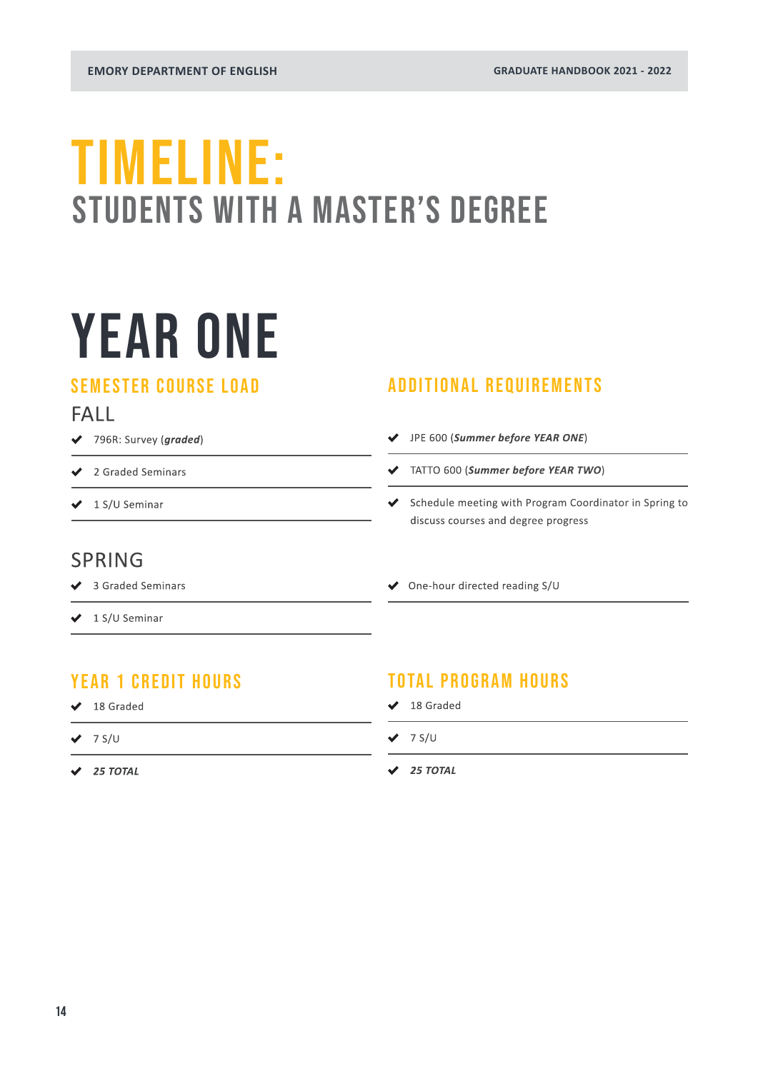# TIMELINE:
## STUDENTS WITH A MASTER'S DEGREE

# YEAR ONE

### SEMESTER COURSE LOAD

#### FALL

- 796R: Survey (***graded***)
- 2 Graded Seminars
- 1 S/U Seminar

#### SPRING

- 3 Graded Seminars
- 1 S/U Seminar

### ADDITIONAL REQUIREMENTS

- JPE 600 (***Summer before YEAR ONE***)
- TATTO 600 (***Summer before YEAR TWO***)
- Schedule meeting with Program Coordinator in Spring to discuss courses and degree progress
- One-hour directed reading S/U

### YEAR 1 CREDIT HOURS

- 18 Graded
- 7 S/U
- ***25 TOTAL***

### TOTAL PROGRAM HOURS

- 18 Graded
- 7 S/U
- ***25 TOTAL***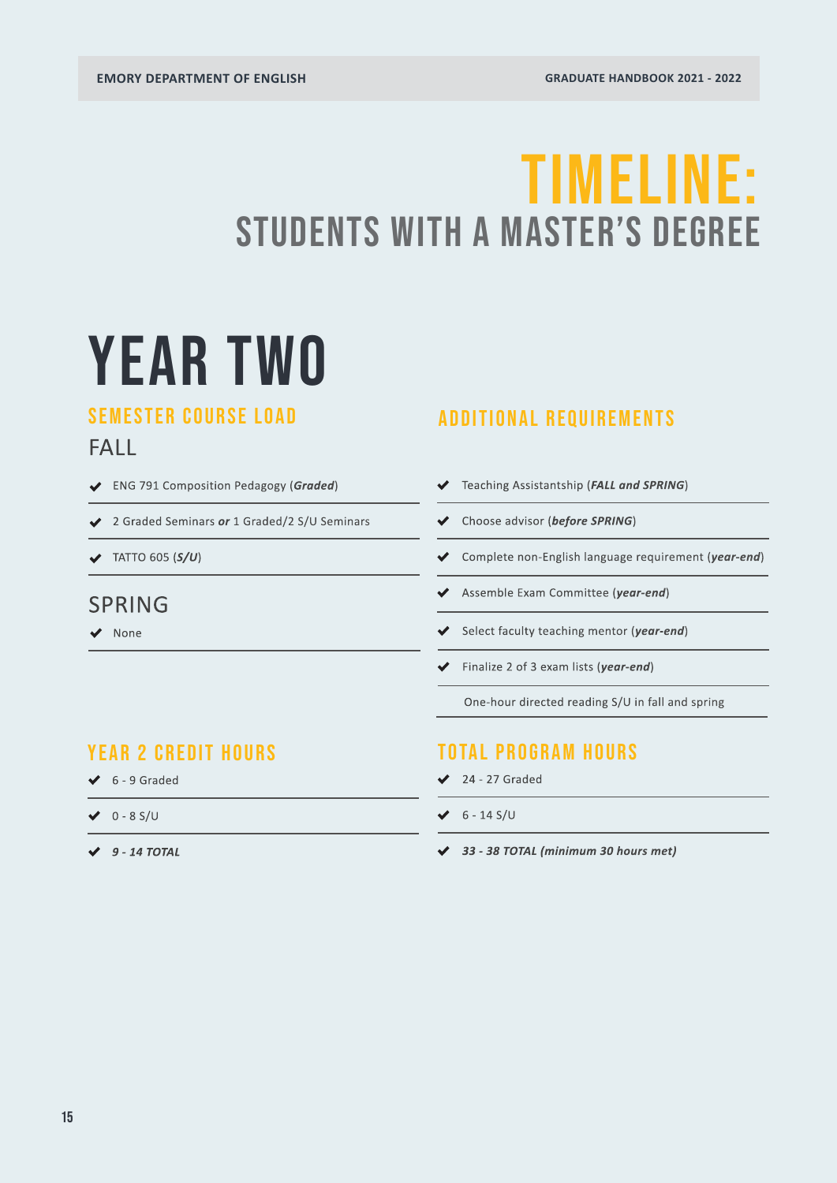# TIMELINE:
## STUDENTS WITH A MASTER'S DEGREE

# YEAR TWO

### SEMESTER COURSE LOAD

**FALL**

- ENG 791 Composition Pedagogy (***Graded***)
- 2 Graded Seminars ***or*** 1 Graded/2 S/U Seminars
- TATTO 605 (***S/U***)

**SPRING**

- None

### ADDITIONAL REQUIREMENTS

- Teaching Assistantship (***FALL and SPRING***)
- Choose advisor (***before SPRING***)
- Complete non-English language requirement (***year-end***)
- Assemble Exam Committee (***year-end***)
- Select faculty teaching mentor (***year-end***)
- Finalize 2 of 3 exam lists (***year-end***)

One-hour directed reading S/U in fall and spring

### YEAR 2 CREDIT HOURS

- 6 - 9 Graded
- 0 - 8 S/U
- ***9 - 14 TOTAL***

### TOTAL PROGRAM HOURS

- 24 - 27 Graded
- 6 - 14 S/U
- ***33 - 38 TOTAL (minimum 30 hours met)***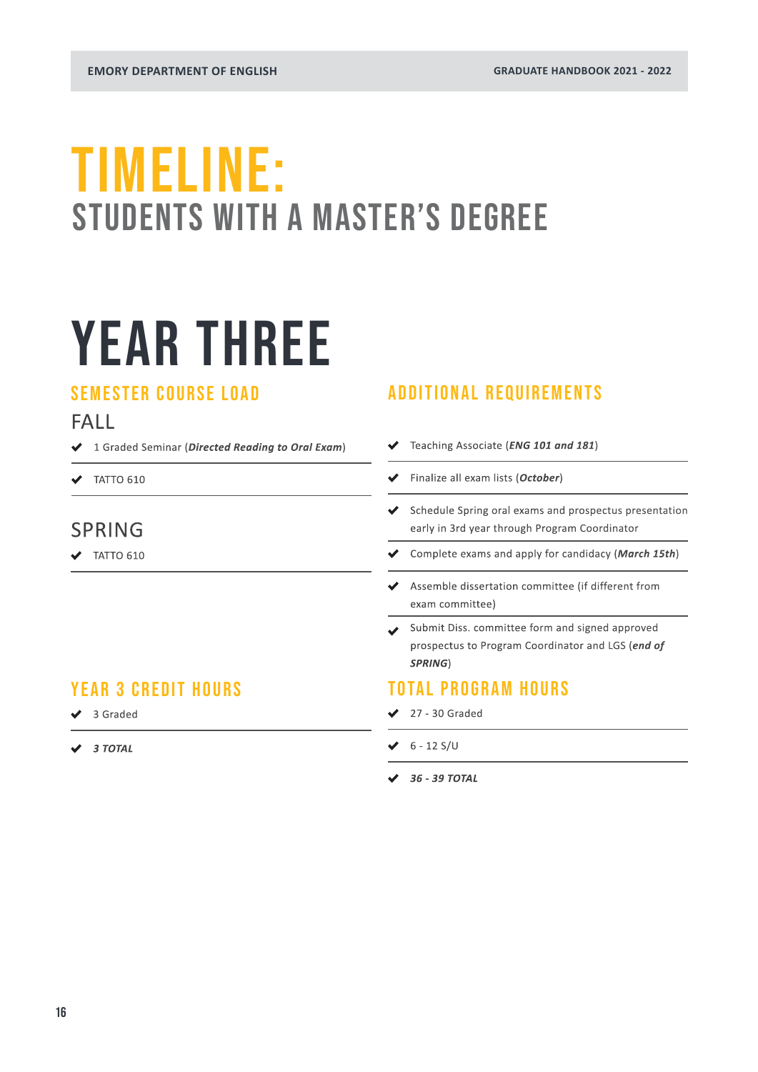# TIMELINE:
## STUDENTS WITH A MASTER'S DEGREE

# YEAR THREE

### SEMESTER COURSE LOAD

#### FALL

- 1 Graded Seminar (***Directed Reading to Oral Exam***)
- TATTO 610

#### SPRING

- TATTO 610

### ADDITIONAL REQUIREMENTS

- Teaching Associate (***ENG 101 and 181***)
- Finalize all exam lists (***October***)
- Schedule Spring oral exams and prospectus presentation early in 3rd year through Program Coordinator
- Complete exams and apply for candidacy (***March 15th***)
- Assemble dissertation committee (if different from exam committee)
- Submit Diss. committee form and signed approved prospectus to Program Coordinator and LGS (***end of SPRING***)

### YEAR 3 CREDIT HOURS

- 3 Graded
- ***3 TOTAL***

### TOTAL PROGRAM HOURS

- 27 - 30 Graded
- 6 - 12 S/U
- ***36 - 39 TOTAL***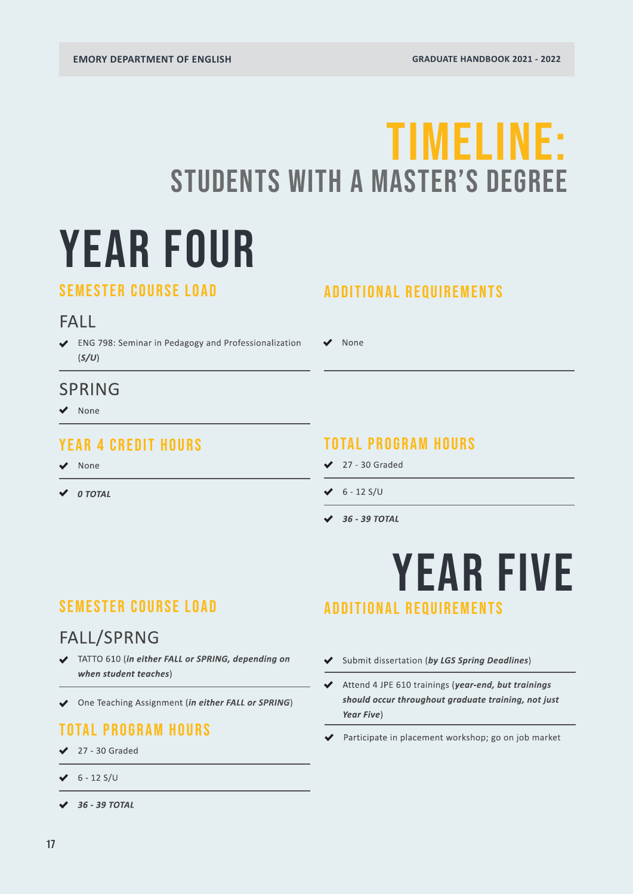# TIMELINE:
## STUDENTS WITH A MASTER'S DEGREE

# YEAR FOUR

### SEMESTER COURSE LOAD

#### FALL

- ENG 798: Seminar in Pedagogy and Professionalization (***S/U***)

#### SPRING

- None

### ADDITIONAL REQUIREMENTS

- None

### YEAR 4 CREDIT HOURS

- None
- ***0 TOTAL***

### TOTAL PROGRAM HOURS

- 27 - 30 Graded
- 6 - 12 S/U
- ***36 - 39 TOTAL***

# YEAR FIVE

### SEMESTER COURSE LOAD

#### FALL/SPRNG

- TATTO 610 (***in either FALL or SPRING, depending on when student teaches***)
- One Teaching Assignment (***in either FALL or SPRING***)

### TOTAL PROGRAM HOURS

- 27 - 30 Graded
- 6 - 12 S/U
- ***36 - 39 TOTAL***

### ADDITIONAL REQUIREMENTS

- Submit dissertation (***by LGS Spring Deadlines***)
- Attend 4 JPE 610 trainings (***year-end, but trainings should occur throughout graduate training, not just Year Five***)
- Participate in placement workshop; go on job market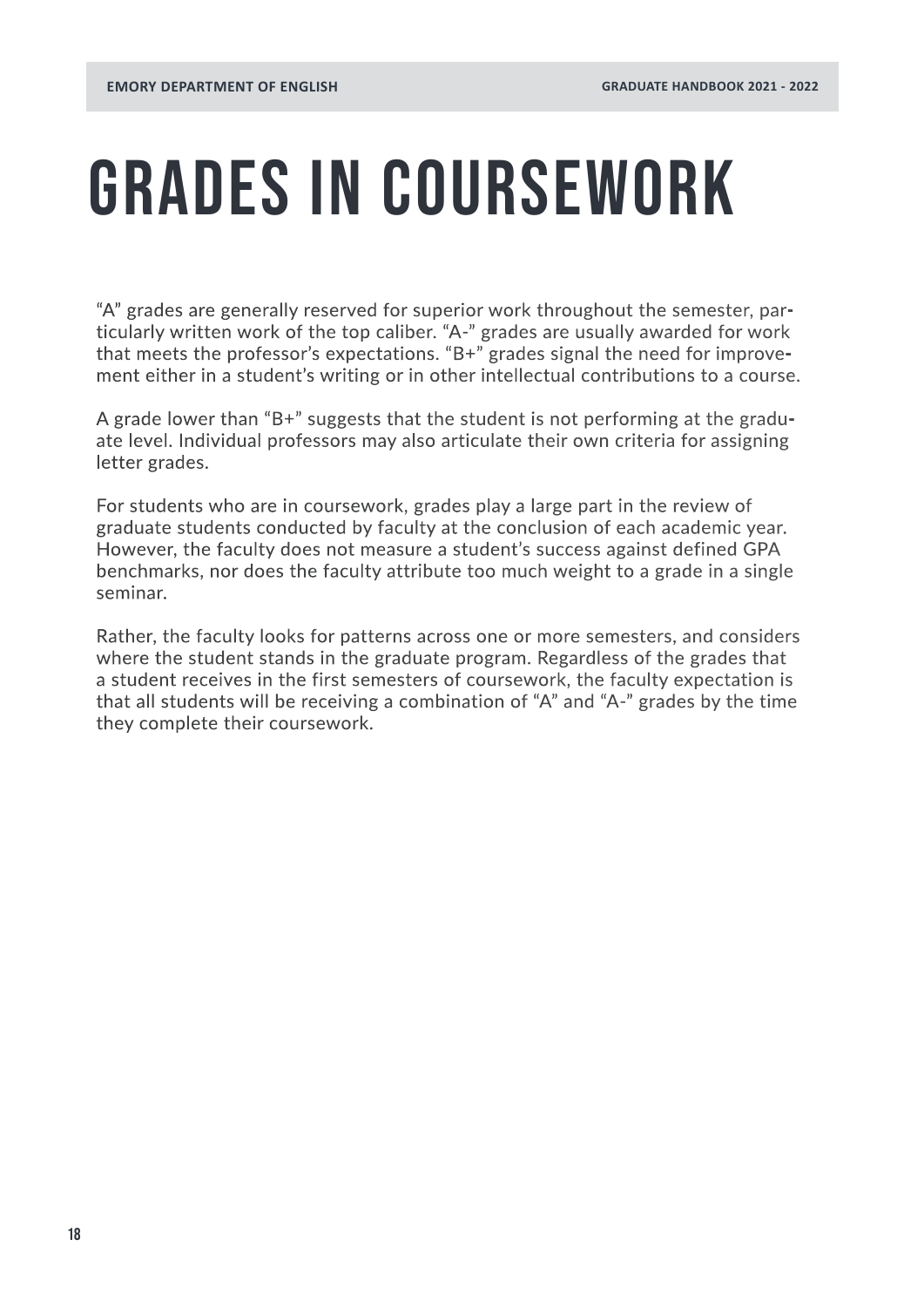# GRADES IN COURSEWORK

"A" grades are generally reserved for superior work throughout the semester, particularly written work of the top caliber. "A-" grades are usually awarded for work that meets the professor's expectations. "B+" grades signal the need for improvement either in a student's writing or in other intellectual contributions to a course.

A grade lower than "B+" suggests that the student is not performing at the graduate level. Individual professors may also articulate their own criteria for assigning letter grades.

For students who are in coursework, grades play a large part in the review of graduate students conducted by faculty at the conclusion of each academic year. However, the faculty does not measure a student's success against defined GPA benchmarks, nor does the faculty attribute too much weight to a grade in a single seminar.

Rather, the faculty looks for patterns across one or more semesters, and considers where the student stands in the graduate program. Regardless of the grades that a student receives in the first semesters of coursework, the faculty expectation is that all students will be receiving a combination of "A" and "A-" grades by the time they complete their coursework.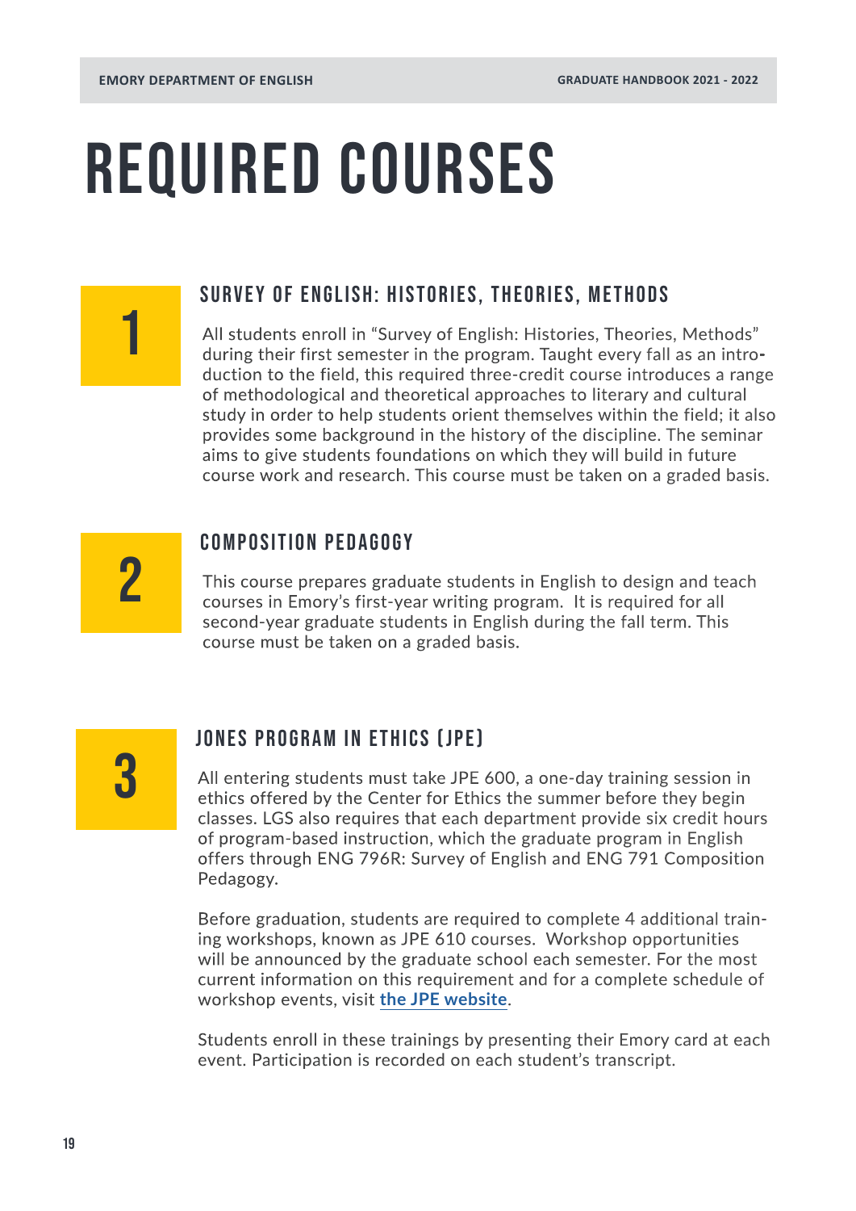# REQUIRED COURSES

## 1 SURVEY OF ENGLISH: HISTORIES, THEORIES, METHODS

All students enroll in "Survey of English: Histories, Theories, Methods" during their first semester in the program. Taught every fall as an introduction to the field, this required three-credit course introduces a range of methodological and theoretical approaches to literary and cultural study in order to help students orient themselves within the field; it also provides some background in the history of the discipline. The seminar aims to give students foundations on which they will build in future course work and research. This course must be taken on a graded basis.

## 2 COMPOSITION PEDAGOGY

This course prepares graduate students in English to design and teach courses in Emory's first-year writing program. It is required for all second-year graduate students in English during the fall term. This course must be taken on a graded basis.

## 3 JONES PROGRAM IN ETHICS (JPE)

All entering students must take JPE 600, a one-day training session in ethics offered by the Center for Ethics the summer before they begin classes. LGS also requires that each department provide six credit hours of program-based instruction, which the graduate program in English offers through ENG 796R: Survey of English and ENG 791 Composition Pedagogy.

Before graduation, students are required to complete 4 additional training workshops, known as JPE 610 courses. Workshop opportunities will be announced by the graduate school each semester. For the most current information on this requirement and for a complete schedule of workshop events, visit **the JPE website**.

Students enroll in these trainings by presenting their Emory card at each event. Participation is recorded on each student's transcript.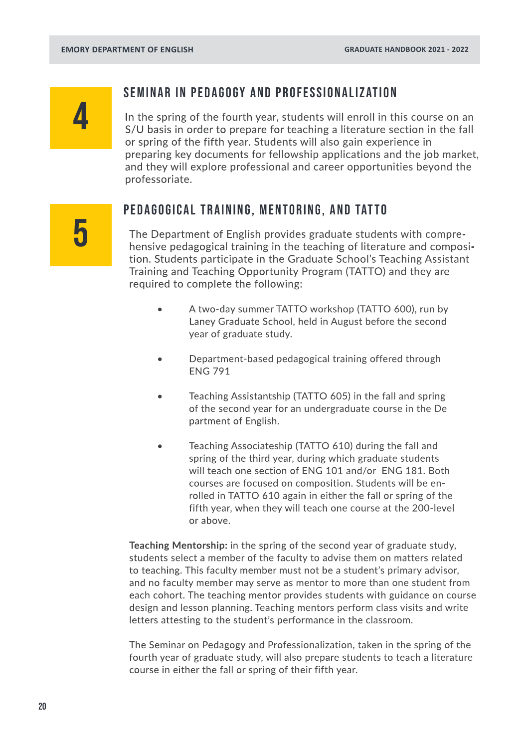## 4 SEMINAR IN PEDAGOGY AND PROFESSIONALIZATION

In the spring of the fourth year, students will enroll in this course on an S/U basis in order to prepare for teaching a literature section in the fall or spring of the fifth year. Students will also gain experience in preparing key documents for fellowship applications and the job market, and they will explore professional and career opportunities beyond the professoriate.

## 5 PEDAGOGICAL TRAINING, MENTORING, AND TATTO

The Department of English provides graduate students with comprehensive pedagogical training in the teaching of literature and composition. Students participate in the Graduate School's Teaching Assistant Training and Teaching Opportunity Program (TATTO) and they are required to complete the following:

- A two-day summer TATTO workshop (TATTO 600), run by Laney Graduate School, held in August before the second year of graduate study.
- Department-based pedagogical training offered through ENG 791
- Teaching Assistantship (TATTO 605) in the fall and spring of the second year for an undergraduate course in the Department of English.
- Teaching Associateship (TATTO 610) during the fall and spring of the third year, during which graduate students will teach one section of ENG 101 and/or ENG 181. Both courses are focused on composition. Students will be enrolled in TATTO 610 again in either the fall or spring of the fifth year, when they will teach one course at the 200-level or above.

**Teaching Mentorship:** in the spring of the second year of graduate study, students select a member of the faculty to advise them on matters related to teaching. This faculty member must not be a student's primary advisor, and no faculty member may serve as mentor to more than one student from each cohort. The teaching mentor provides students with guidance on course design and lesson planning. Teaching mentors perform class visits and write letters attesting to the student's performance in the classroom.

The Seminar on Pedagogy and Professionalization, taken in the spring of the fourth year of graduate study, will also prepare students to teach a literature course in either the fall or spring of their fifth year.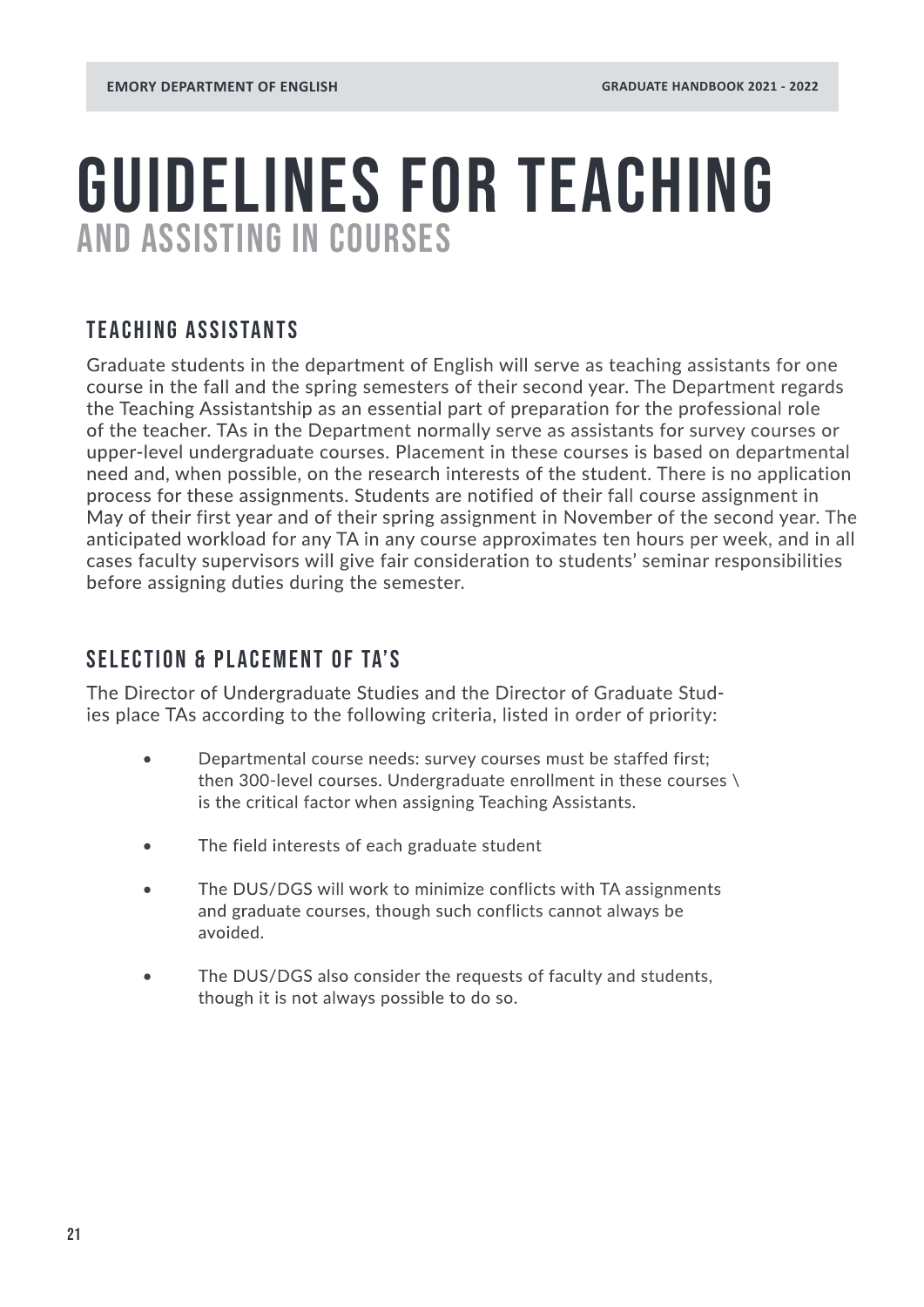# GUIDELINES FOR TEACHING
## AND ASSISTING IN COURSES

### TEACHING ASSISTANTS

Graduate students in the department of English will serve as teaching assistants for one course in the fall and the spring semesters of their second year. The Department regards the Teaching Assistantship as an essential part of preparation for the professional role of the teacher. TAs in the Department normally serve as assistants for survey courses or upper-level undergraduate courses. Placement in these courses is based on departmental need and, when possible, on the research interests of the student. There is no application process for these assignments. Students are notified of their fall course assignment in May of their first year and of their spring assignment in November of the second year. The anticipated workload for any TA in any course approximates ten hours per week, and in all cases faculty supervisors will give fair consideration to students' seminar responsibilities before assigning duties during the semester.

### SELECTION & PLACEMENT OF TA'S

The Director of Undergraduate Studies and the Director of Graduate Studies place TAs according to the following criteria, listed in order of priority:

- Departmental course needs: survey courses must be staffed first; then 300-level courses. Undergraduate enrollment in these courses \ is the critical factor when assigning Teaching Assistants.
- The field interests of each graduate student
- The DUS/DGS will work to minimize conflicts with TA assignments and graduate courses, though such conflicts cannot always be avoided.
- The DUS/DGS also consider the requests of faculty and students, though it is not always possible to do so.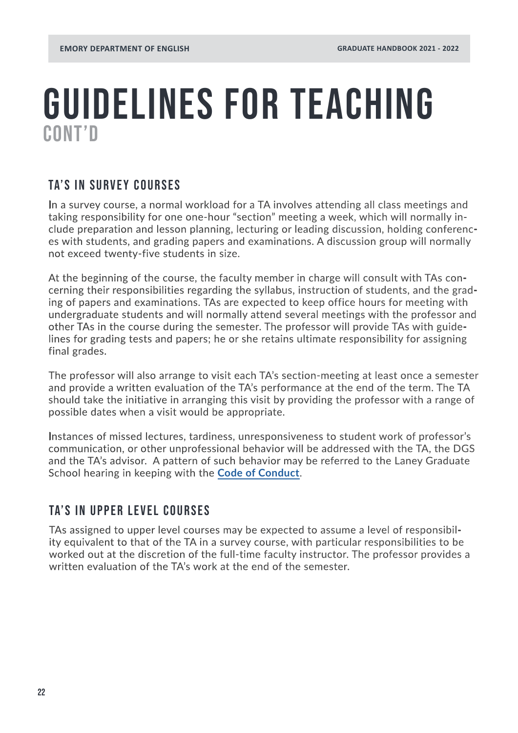# GUIDELINES FOR TEACHING
## CONT'D

### TA'S IN SURVEY COURSES

In a survey course, a normal workload for a TA involves attending all class meetings and taking responsibility for one one-hour "section" meeting a week, which will normally include preparation and lesson planning, lecturing or leading discussion, holding conferences with students, and grading papers and examinations. A discussion group will normally not exceed twenty-five students in size.

At the beginning of the course, the faculty member in charge will consult with TAs concerning their responsibilities regarding the syllabus, instruction of students, and the grading of papers and examinations. TAs are expected to keep office hours for meeting with undergraduate students and will normally attend several meetings with the professor and other TAs in the course during the semester. The professor will provide TAs with guidelines for grading tests and papers; he or she retains ultimate responsibility for assigning final grades.

The professor will also arrange to visit each TA's section-meeting at least once a semester and provide a written evaluation of the TA's performance at the end of the term. The TA should take the initiative in arranging this visit by providing the professor with a range of possible dates when a visit would be appropriate.

Instances of missed lectures, tardiness, unresponsiveness to student work of professor's communication, or other unprofessional behavior will be addressed with the TA, the DGS and the TA's advisor. A pattern of such behavior may be referred to the Laney Graduate School hearing in keeping with the **Code of Conduct**.

### TA'S IN UPPER LEVEL COURSES

TAs assigned to upper level courses may be expected to assume a level of responsibility equivalent to that of the TA in a survey course, with particular responsibilities to be worked out at the discretion of the full-time faculty instructor. The professor provides a written evaluation of the TA's work at the end of the semester.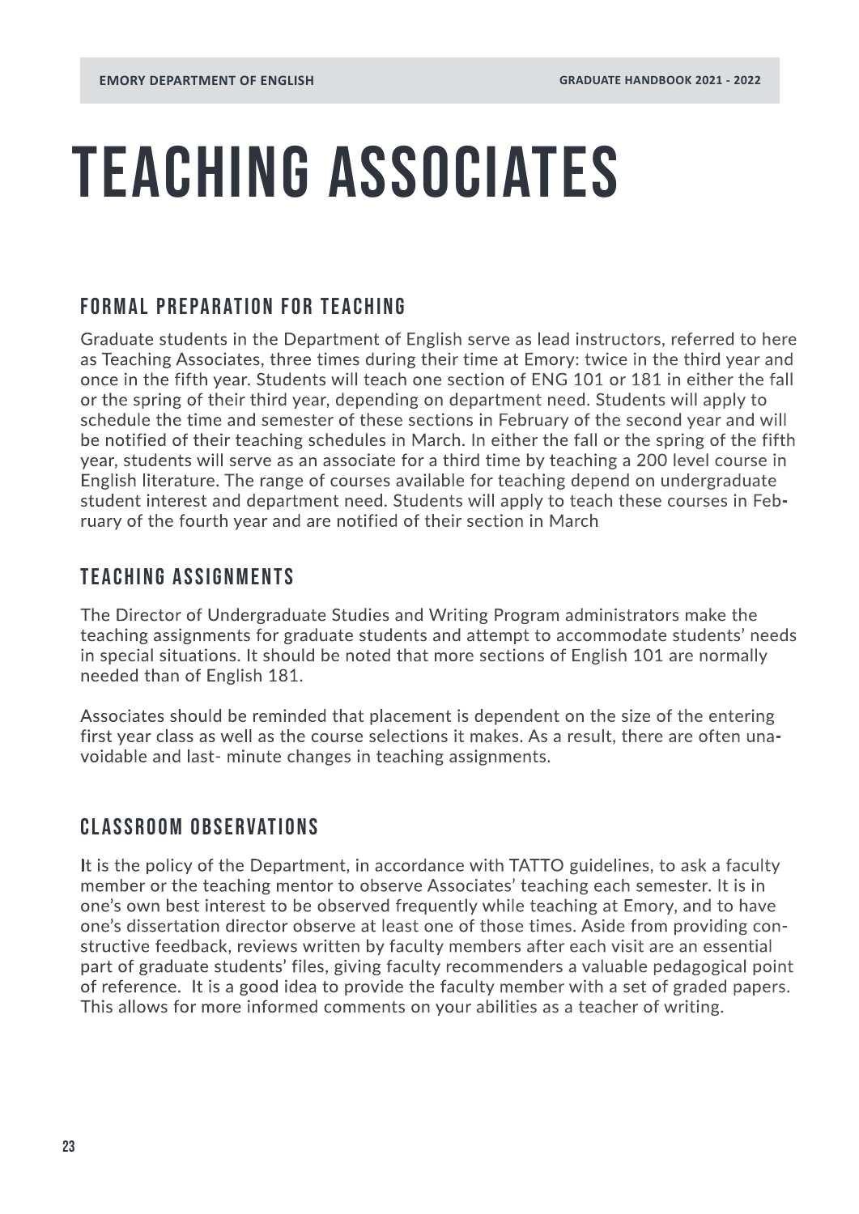# TEACHING ASSOCIATES

## FORMAL PREPARATION FOR TEACHING

Graduate students in the Department of English serve as lead instructors, referred to here as Teaching Associates, three times during their time at Emory: twice in the third year and once in the fifth year. Students will teach one section of ENG 101 or 181 in either the fall or the spring of their third year, depending on department need. Students will apply to schedule the time and semester of these sections in February of the second year and will be notified of their teaching schedules in March. In either the fall or the spring of the fifth year, students will serve as an associate for a third time by teaching a 200 level course in English literature. The range of courses available for teaching depend on undergraduate student interest and department need. Students will apply to teach these courses in February of the fourth year and are notified of their section in March

## TEACHING ASSIGNMENTS

The Director of Undergraduate Studies and Writing Program administrators make the teaching assignments for graduate students and attempt to accommodate students' needs in special situations. It should be noted that more sections of English 101 are normally needed than of English 181.

Associates should be reminded that placement is dependent on the size of the entering first year class as well as the course selections it makes. As a result, there are often unavoidable and last- minute changes in teaching assignments.

## CLASSROOM OBSERVATIONS

It is the policy of the Department, in accordance with TATTO guidelines, to ask a faculty member or the teaching mentor to observe Associates' teaching each semester. It is in one's own best interest to be observed frequently while teaching at Emory, and to have one's dissertation director observe at least one of those times. Aside from providing constructive feedback, reviews written by faculty members after each visit are an essential part of graduate students' files, giving faculty recommenders a valuable pedagogical point of reference. It is a good idea to provide the faculty member with a set of graded papers. This allows for more informed comments on your abilities as a teacher of writing.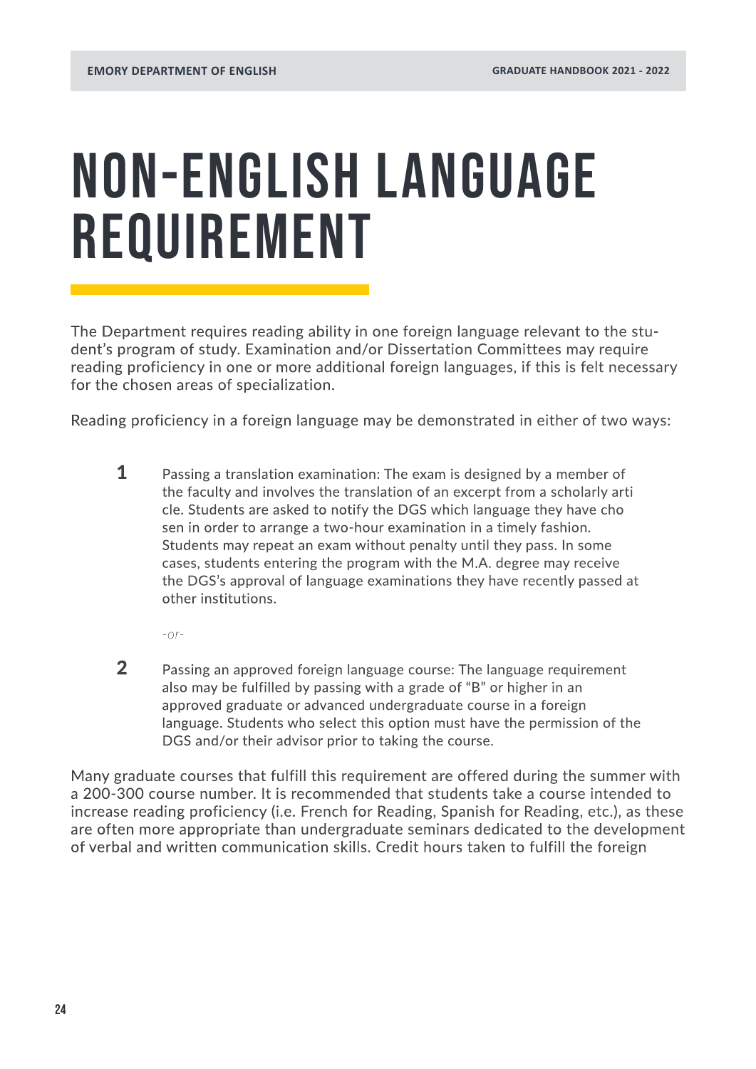# NON-ENGLISH LANGUAGE REQUIREMENT

The Department requires reading ability in one foreign language relevant to the student's program of study. Examination and/or Dissertation Committees may require reading proficiency in one or more additional foreign languages, if this is felt necessary for the chosen areas of specialization.

Reading proficiency in a foreign language may be demonstrated in either of two ways:

1. Passing a translation examination: The exam is designed by a member of the faculty and involves the translation of an excerpt from a scholarly article. Students are asked to notify the DGS which language they have chosen in order to arrange a two-hour examination in a timely fashion. Students may repeat an exam without penalty until they pass. In some cases, students entering the program with the M.A. degree may receive the DGS's approval of language examinations they have recently passed at other institutions.

   *-or-*

2. Passing an approved foreign language course: The language requirement also may be fulfilled by passing with a grade of "B" or higher in an approved graduate or advanced undergraduate course in a foreign language. Students who select this option must have the permission of the DGS and/or their advisor prior to taking the course.

Many graduate courses that fulfill this requirement are offered during the summer with a 200-300 course number. It is recommended that students take a course intended to increase reading proficiency (i.e. French for Reading, Spanish for Reading, etc.), as these are often more appropriate than undergraduate seminars dedicated to the development of verbal and written communication skills. Credit hours taken to fulfill the foreign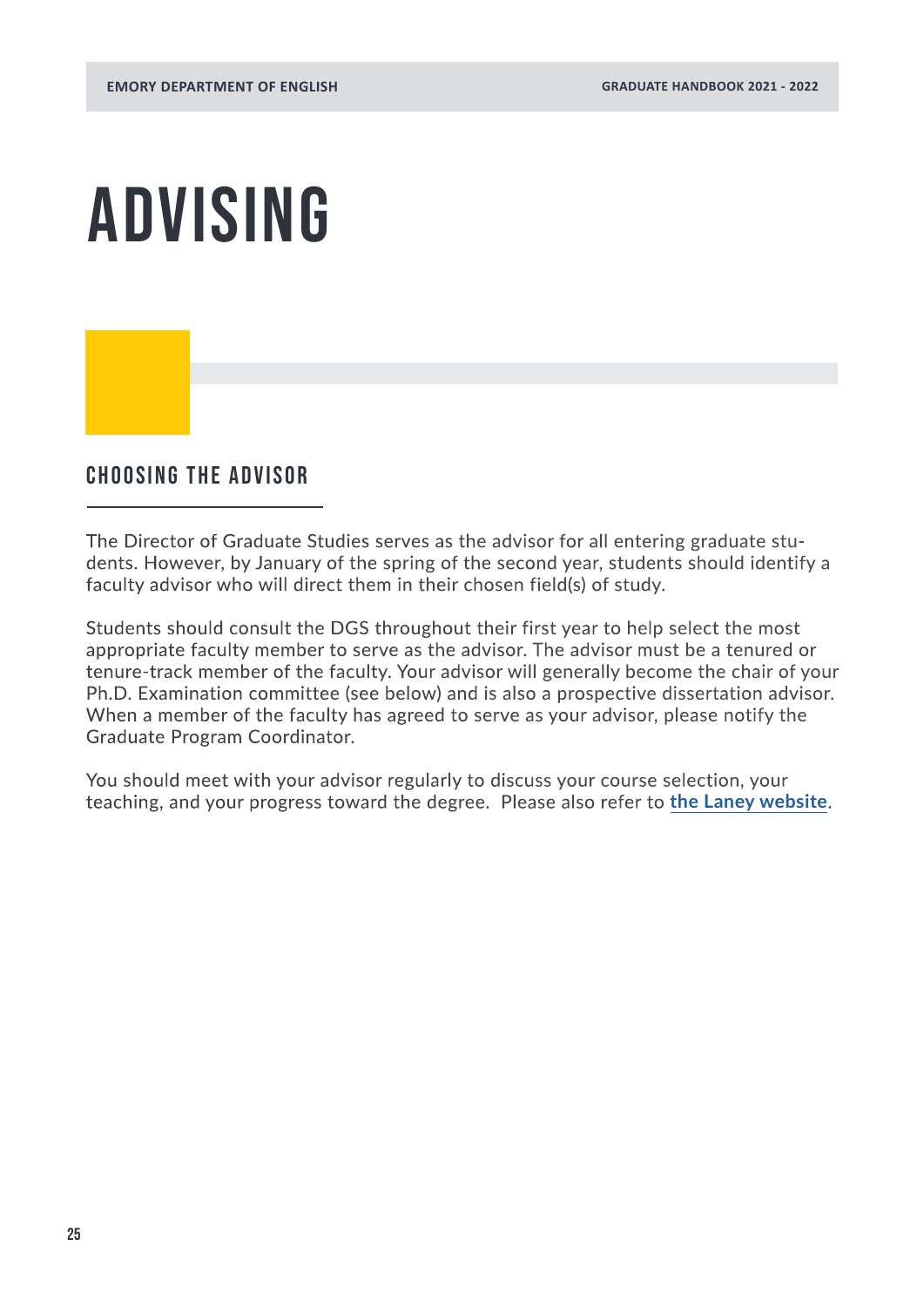# ADVISING

## CHOOSING THE ADVISOR

The Director of Graduate Studies serves as the advisor for all entering graduate students. However, by January of the spring of the second year, students should identify a faculty advisor who will direct them in their chosen field(s) of study.

Students should consult the DGS throughout their first year to help select the most appropriate faculty member to serve as the advisor. The advisor must be a tenured or tenure-track member of the faculty. Your advisor will generally become the chair of your Ph.D. Examination committee (see below) and is also a prospective dissertation advisor. When a member of the faculty has agreed to serve as your advisor, please notify the Graduate Program Coordinator.

You should meet with your advisor regularly to discuss your course selection, your teaching, and your progress toward the degree. Please also refer to **the Laney website**.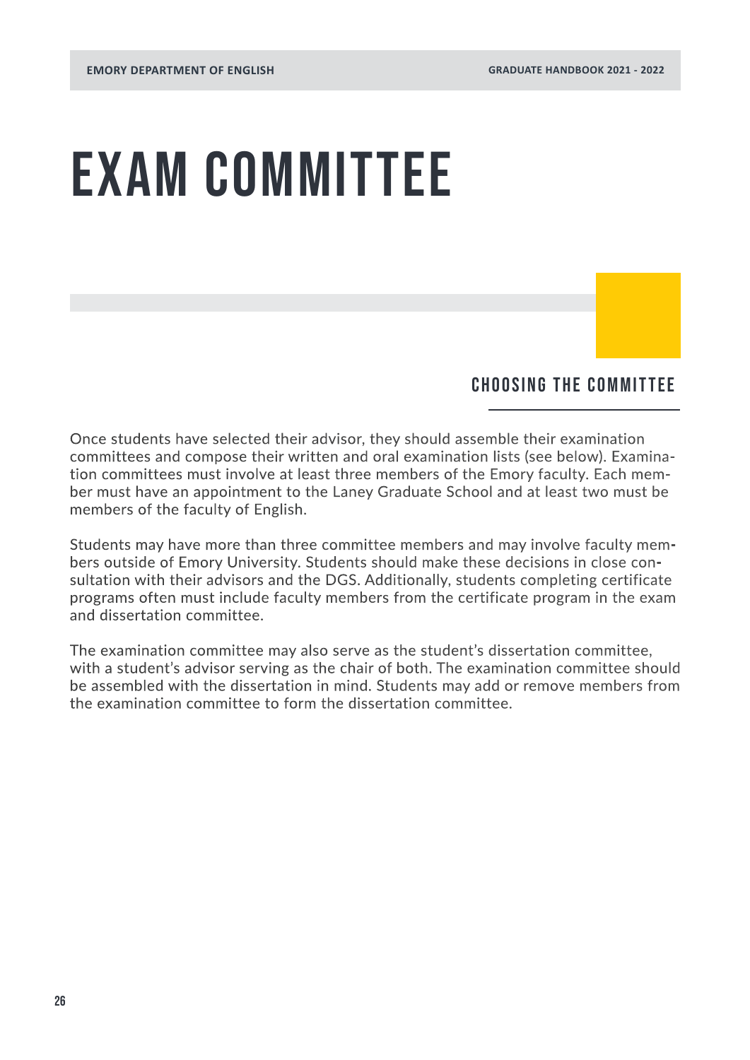# EXAM COMMITTEE

## CHOOSING THE COMMITTEE

Once students have selected their advisor, they should assemble their examination committees and compose their written and oral examination lists (see below). Examination committees must involve at least three members of the Emory faculty. Each member must have an appointment to the Laney Graduate School and at least two must be members of the faculty of English.

Students may have more than three committee members and may involve faculty members outside of Emory University. Students should make these decisions in close consultation with their advisors and the DGS. Additionally, students completing certificate programs often must include faculty members from the certificate program in the exam and dissertation committee.

The examination committee may also serve as the student's dissertation committee, with a student's advisor serving as the chair of both. The examination committee should be assembled with the dissertation in mind. Students may add or remove members from the examination committee to form the dissertation committee.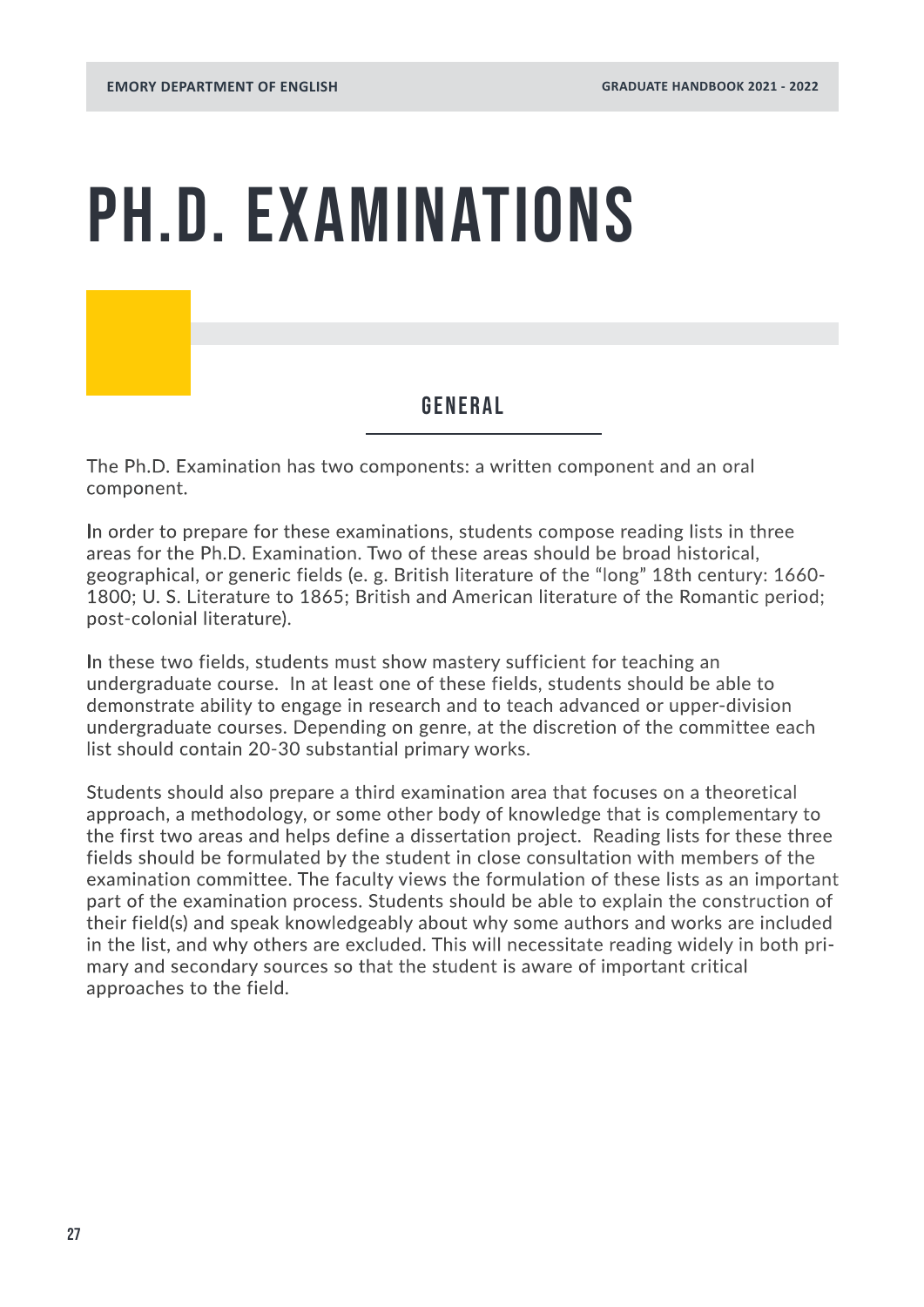# PH.D. EXAMINATIONS

## GENERAL

The Ph.D. Examination has two components: a written component and an oral component.

In order to prepare for these examinations, students compose reading lists in three areas for the Ph.D. Examination. Two of these areas should be broad historical, geographical, or generic fields (e. g. British literature of the "long" 18th century: 1660-1800; U. S. Literature to 1865; British and American literature of the Romantic period; post-colonial literature).

In these two fields, students must show mastery sufficient for teaching an undergraduate course. In at least one of these fields, students should be able to demonstrate ability to engage in research and to teach advanced or upper-division undergraduate courses. Depending on genre, at the discretion of the committee each list should contain 20-30 substantial primary works.

Students should also prepare a third examination area that focuses on a theoretical approach, a methodology, or some other body of knowledge that is complementary to the first two areas and helps define a dissertation project. Reading lists for these three fields should be formulated by the student in close consultation with members of the examination committee. The faculty views the formulation of these lists as an important part of the examination process. Students should be able to explain the construction of their field(s) and speak knowledgeably about why some authors and works are included in the list, and why others are excluded. This will necessitate reading widely in both primary and secondary sources so that the student is aware of important critical approaches to the field.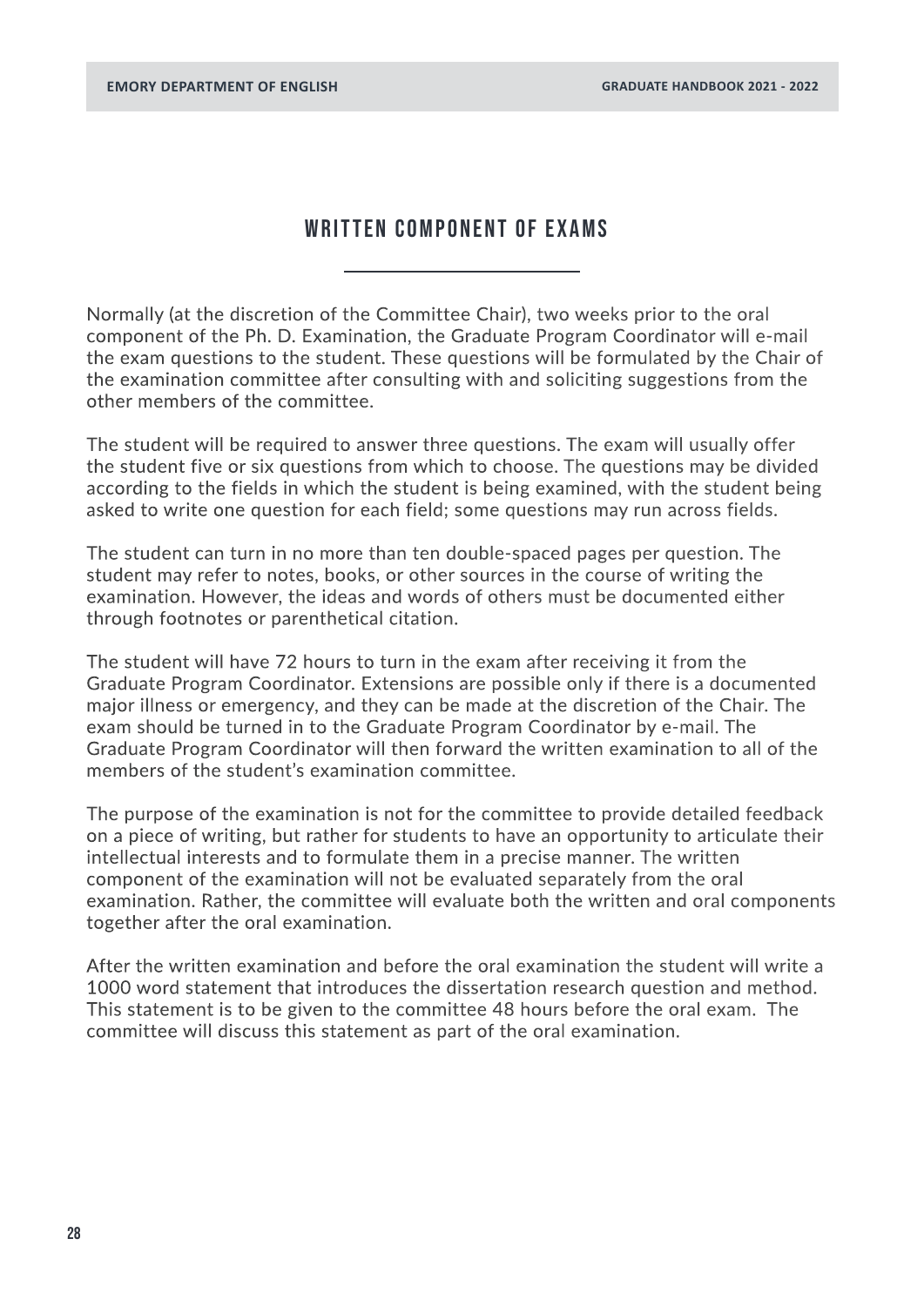## WRITTEN COMPONENT OF EXAMS

Normally (at the discretion of the Committee Chair), two weeks prior to the oral component of the Ph. D. Examination, the Graduate Program Coordinator will e-mail the exam questions to the student. These questions will be formulated by the Chair of the examination committee after consulting with and soliciting suggestions from the other members of the committee.

The student will be required to answer three questions. The exam will usually offer the student five or six questions from which to choose. The questions may be divided according to the fields in which the student is being examined, with the student being asked to write one question for each field; some questions may run across fields.

The student can turn in no more than ten double-spaced pages per question. The student may refer to notes, books, or other sources in the course of writing the examination. However, the ideas and words of others must be documented either through footnotes or parenthetical citation.

The student will have 72 hours to turn in the exam after receiving it from the Graduate Program Coordinator. Extensions are possible only if there is a documented major illness or emergency, and they can be made at the discretion of the Chair. The exam should be turned in to the Graduate Program Coordinator by e-mail. The Graduate Program Coordinator will then forward the written examination to all of the members of the student's examination committee.

The purpose of the examination is not for the committee to provide detailed feedback on a piece of writing, but rather for students to have an opportunity to articulate their intellectual interests and to formulate them in a precise manner. The written component of the examination will not be evaluated separately from the oral examination. Rather, the committee will evaluate both the written and oral components together after the oral examination.

After the written examination and before the oral examination the student will write a 1000 word statement that introduces the dissertation research question and method. This statement is to be given to the committee 48 hours before the oral exam. The committee will discuss this statement as part of the oral examination.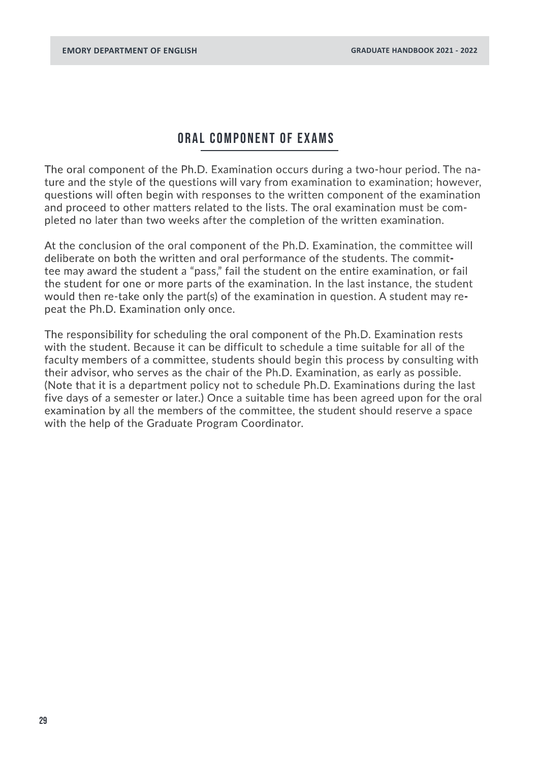## ORAL COMPONENT OF EXAMS

The oral component of the Ph.D. Examination occurs during a two-hour period. The nature and the style of the questions will vary from examination to examination; however, questions will often begin with responses to the written component of the examination and proceed to other matters related to the lists. The oral examination must be completed no later than two weeks after the completion of the written examination.

At the conclusion of the oral component of the Ph.D. Examination, the committee will deliberate on both the written and oral performance of the students. The committee may award the student a "pass," fail the student on the entire examination, or fail the student for one or more parts of the examination. In the last instance, the student would then re-take only the part(s) of the examination in question. A student may repeat the Ph.D. Examination only once.

The responsibility for scheduling the oral component of the Ph.D. Examination rests with the student. Because it can be difficult to schedule a time suitable for all of the faculty members of a committee, students should begin this process by consulting with their advisor, who serves as the chair of the Ph.D. Examination, as early as possible. (Note that it is a department policy not to schedule Ph.D. Examinations during the last five days of a semester or later.) Once a suitable time has been agreed upon for the oral examination by all the members of the committee, the student should reserve a space with the help of the Graduate Program Coordinator.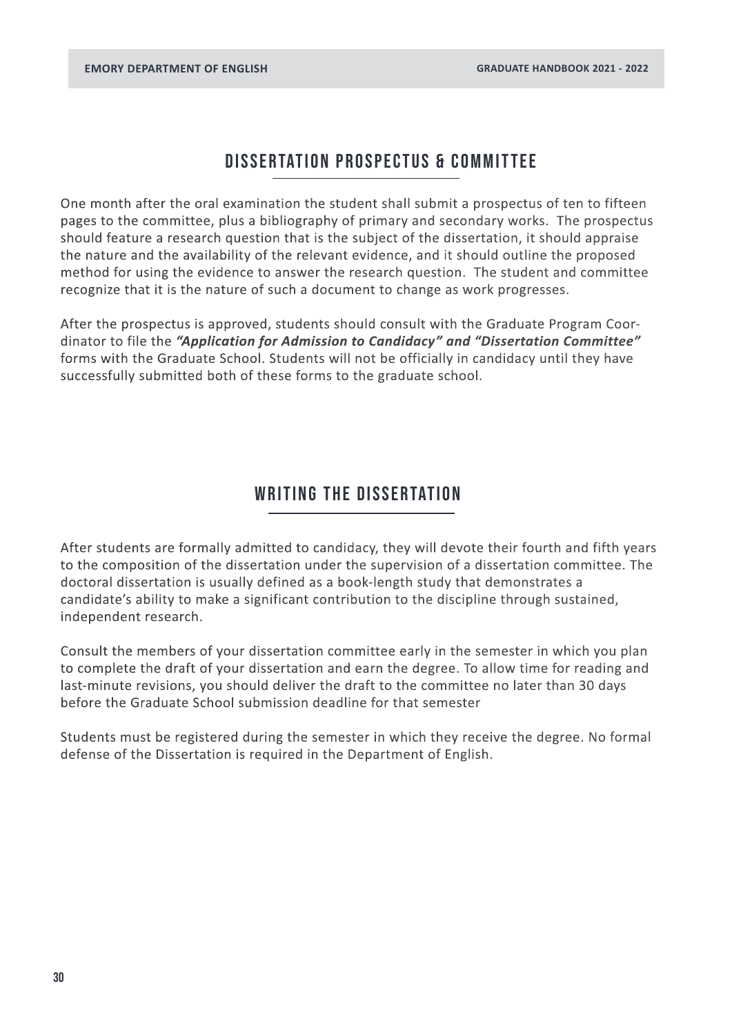## DISSERTATION PROSPECTUS & COMMITTEE

One month after the oral examination the student shall submit a prospectus of ten to fifteen pages to the committee, plus a bibliography of primary and secondary works. The prospectus should feature a research question that is the subject of the dissertation, it should appraise the nature and the availability of the relevant evidence, and it should outline the proposed method for using the evidence to answer the research question. The student and committee recognize that it is the nature of such a document to change as work progresses.

After the prospectus is approved, students should consult with the Graduate Program Coordinator to file the ***"Application for Admission to Candidacy" and "Dissertation Committee"*** forms with the Graduate School. Students will not be officially in candidacy until they have successfully submitted both of these forms to the graduate school.

## WRITING THE DISSERTATION

After students are formally admitted to candidacy, they will devote their fourth and fifth years to the composition of the dissertation under the supervision of a dissertation committee. The doctoral dissertation is usually defined as a book-length study that demonstrates a candidate's ability to make a significant contribution to the discipline through sustained, independent research.

Consult the members of your dissertation committee early in the semester in which you plan to complete the draft of your dissertation and earn the degree. To allow time for reading and last-minute revisions, you should deliver the draft to the committee no later than 30 days before the Graduate School submission deadline for that semester

Students must be registered during the semester in which they receive the degree. No formal defense of the Dissertation is required in the Department of English.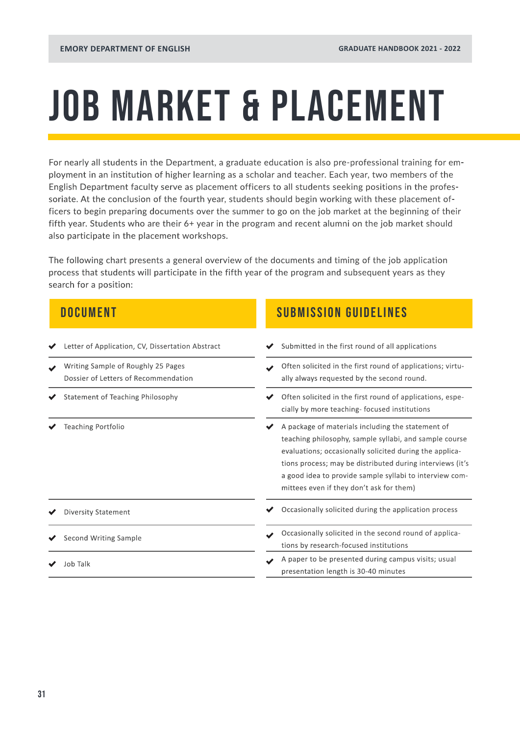# JOB MARKET & PLACEMENT

For nearly all students in the Department, a graduate education is also pre-professional training for employment in an institution of higher learning as a scholar and teacher. Each year, two members of the English Department faculty serve as placement officers to all students seeking positions in the professoriate. At the conclusion of the fourth year, students should begin working with these placement officers to begin preparing documents over the summer to go on the job market at the beginning of their fifth year. Students who are their 6+ year in the program and recent alumni on the job market should also participate in the placement workshops.

The following chart presents a general overview of the documents and timing of the job application process that students will participate in the fifth year of the program and subsequent years as they search for a position:

| DOCUMENT | SUBMISSION GUIDELINES |
|---|---|
| ✔ Letter of Application, CV, Dissertation Abstract | ✔ Submitted in the first round of all applications |
| ✔ Writing Sample of Roughly 25 Pages<br>Dossier of Letters of Recommendation | ✔ Often solicited in the first round of applications; virtually always requested by the second round. |
| ✔ Statement of Teaching Philosophy | ✔ Often solicited in the first round of applications, especially by more teaching- focused institutions |
| ✔ Teaching Portfolio | ✔ A package of materials including the statement of teaching philosophy, sample syllabi, and sample course evaluations; occasionally solicited during the applications process; may be distributed during interviews (it's a good idea to provide sample syllabi to interview committees even if they don't ask for them) |
| ✔ Diversity Statement | ✔ Occasionally solicited during the application process |
| ✔ Second Writing Sample | ✔ Occasionally solicited in the second round of applications by research-focused institutions |
| ✔ Job Talk | ✔ A paper to be presented during campus visits; usual presentation length is 30-40 minutes |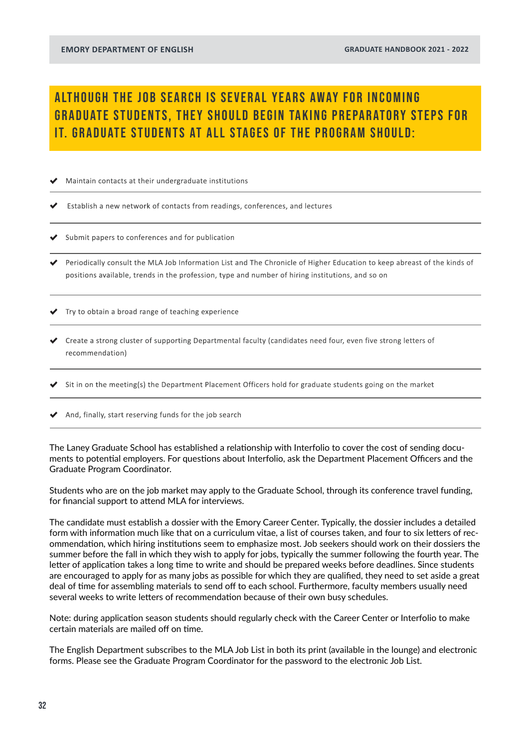## ALTHOUGH THE JOB SEARCH IS SEVERAL YEARS AWAY FOR INCOMING GRADUATE STUDENTS, THEY SHOULD BEGIN TAKING PREPARATORY STEPS FOR IT. GRADUATE STUDENTS AT ALL STAGES OF THE PROGRAM SHOULD:

- ✔ Maintain contacts at their undergraduate institutions
- ✔ Establish a new network of contacts from readings, conferences, and lectures
- ✔ Submit papers to conferences and for publication
- ✔ Periodically consult the MLA Job Information List and The Chronicle of Higher Education to keep abreast of the kinds of positions available, trends in the profession, type and number of hiring institutions, and so on
- ✔ Try to obtain a broad range of teaching experience
- ✔ Create a strong cluster of supporting Departmental faculty (candidates need four, even five strong letters of recommendation)
- ✔ Sit in on the meeting(s) the Department Placement Officers hold for graduate students going on the market
- ✔ And, finally, start reserving funds for the job search

The Laney Graduate School has established a relationship with Interfolio to cover the cost of sending documents to potential employers. For questions about Interfolio, ask the Department Placement Officers and the Graduate Program Coordinator.

Students who are on the job market may apply to the Graduate School, through its conference travel funding, for financial support to attend MLA for interviews.

The candidate must establish a dossier with the Emory Career Center. Typically, the dossier includes a detailed form with information much like that on a curriculum vitae, a list of courses taken, and four to six letters of recommendation, which hiring institutions seem to emphasize most. Job seekers should work on their dossiers the summer before the fall in which they wish to apply for jobs, typically the summer following the fourth year. The letter of application takes a long time to write and should be prepared weeks before deadlines. Since students are encouraged to apply for as many jobs as possible for which they are qualified, they need to set aside a great deal of time for assembling materials to send off to each school. Furthermore, faculty members usually need several weeks to write letters of recommendation because of their own busy schedules.

Note: during application season students should regularly check with the Career Center or Interfolio to make certain materials are mailed off on time.

The English Department subscribes to the MLA Job List in both its print (available in the lounge) and electronic forms. Please see the Graduate Program Coordinator for the password to the electronic Job List.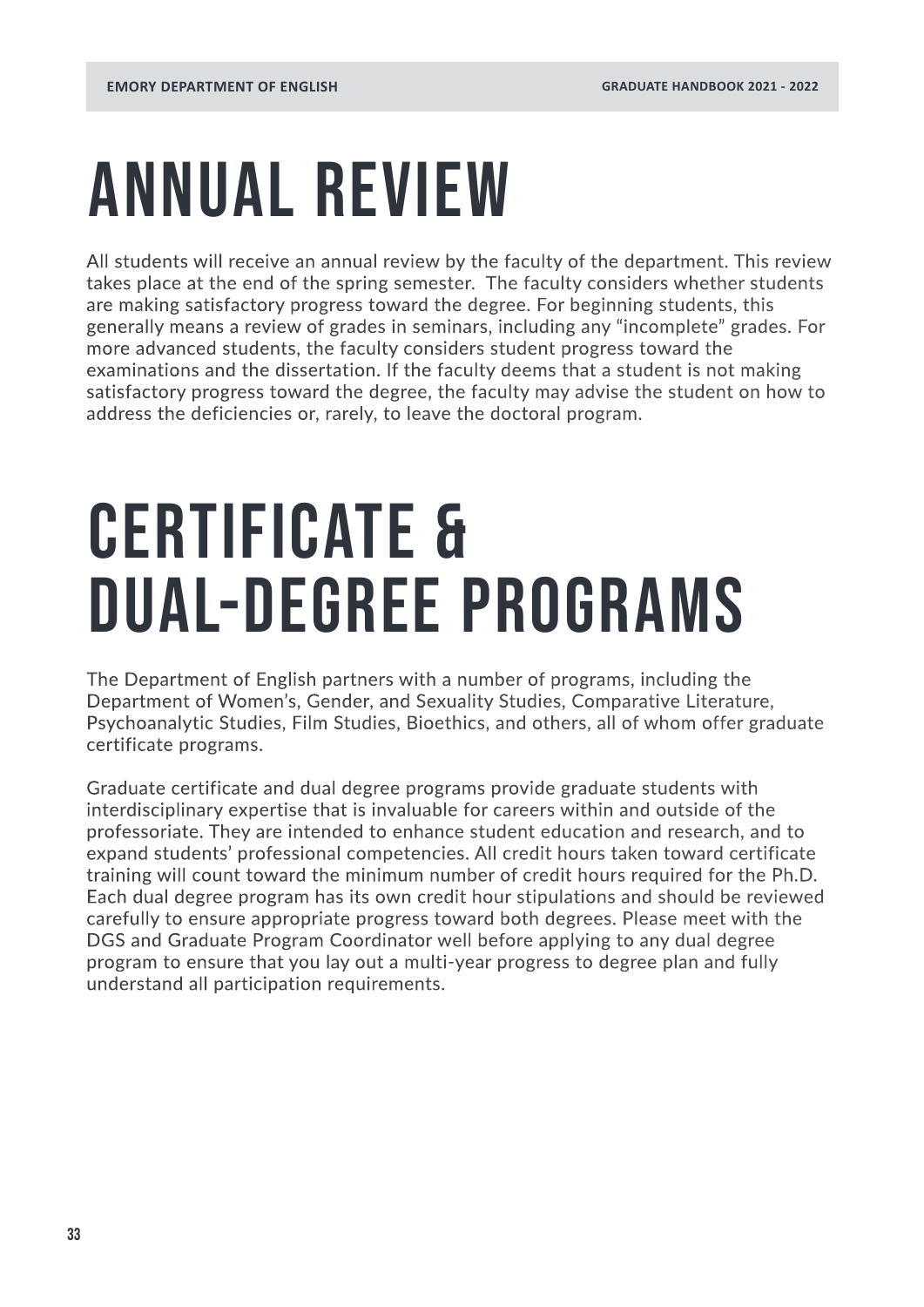# ANNUAL REVIEW

All students will receive an annual review by the faculty of the department. This review takes place at the end of the spring semester. The faculty considers whether students are making satisfactory progress toward the degree. For beginning students, this generally means a review of grades in seminars, including any "incomplete" grades. For more advanced students, the faculty considers student progress toward the examinations and the dissertation. If the faculty deems that a student is not making satisfactory progress toward the degree, the faculty may advise the student on how to address the deficiencies or, rarely, to leave the doctoral program.

# CERTIFICATE & DUAL-DEGREE PROGRAMS

The Department of English partners with a number of programs, including the Department of Women's, Gender, and Sexuality Studies, Comparative Literature, Psychoanalytic Studies, Film Studies, Bioethics, and others, all of whom offer graduate certificate programs.

Graduate certificate and dual degree programs provide graduate students with interdisciplinary expertise that is invaluable for careers within and outside of the professoriate. They are intended to enhance student education and research, and to expand students' professional competencies. All credit hours taken toward certificate training will count toward the minimum number of credit hours required for the Ph.D. Each dual degree program has its own credit hour stipulations and should be reviewed carefully to ensure appropriate progress toward both degrees. Please meet with the DGS and Graduate Program Coordinator well before applying to any dual degree program to ensure that you lay out a multi-year progress to degree plan and fully understand all participation requirements.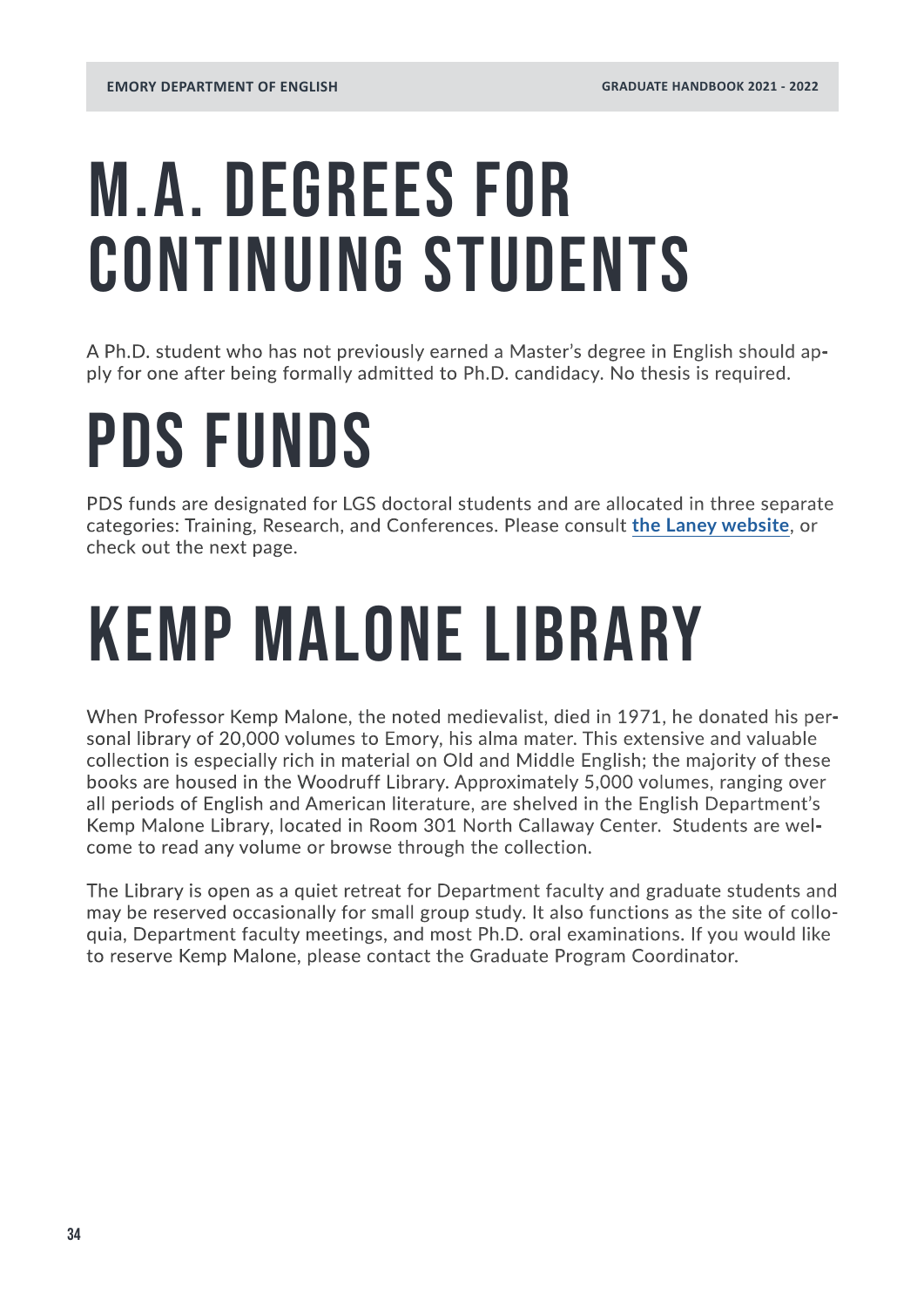# M.A. DEGREES FOR CONTINUING STUDENTS

A Ph.D. student who has not previously earned a Master's degree in English should apply for one after being formally admitted to Ph.D. candidacy. No thesis is required.

# PDS FUNDS

PDS funds are designated for LGS doctoral students and are allocated in three separate categories: Training, Research, and Conferences. Please consult **the Laney website**, or check out the next page.

# KEMP MALONE LIBRARY

When Professor Kemp Malone, the noted medievalist, died in 1971, he donated his personal library of 20,000 volumes to Emory, his alma mater. This extensive and valuable collection is especially rich in material on Old and Middle English; the majority of these books are housed in the Woodruff Library. Approximately 5,000 volumes, ranging over all periods of English and American literature, are shelved in the English Department's Kemp Malone Library, located in Room 301 North Callaway Center. Students are welcome to read any volume or browse through the collection.

The Library is open as a quiet retreat for Department faculty and graduate students and may be reserved occasionally for small group study. It also functions as the site of colloquia, Department faculty meetings, and most Ph.D. oral examinations. If you would like to reserve Kemp Malone, please contact the Graduate Program Coordinator.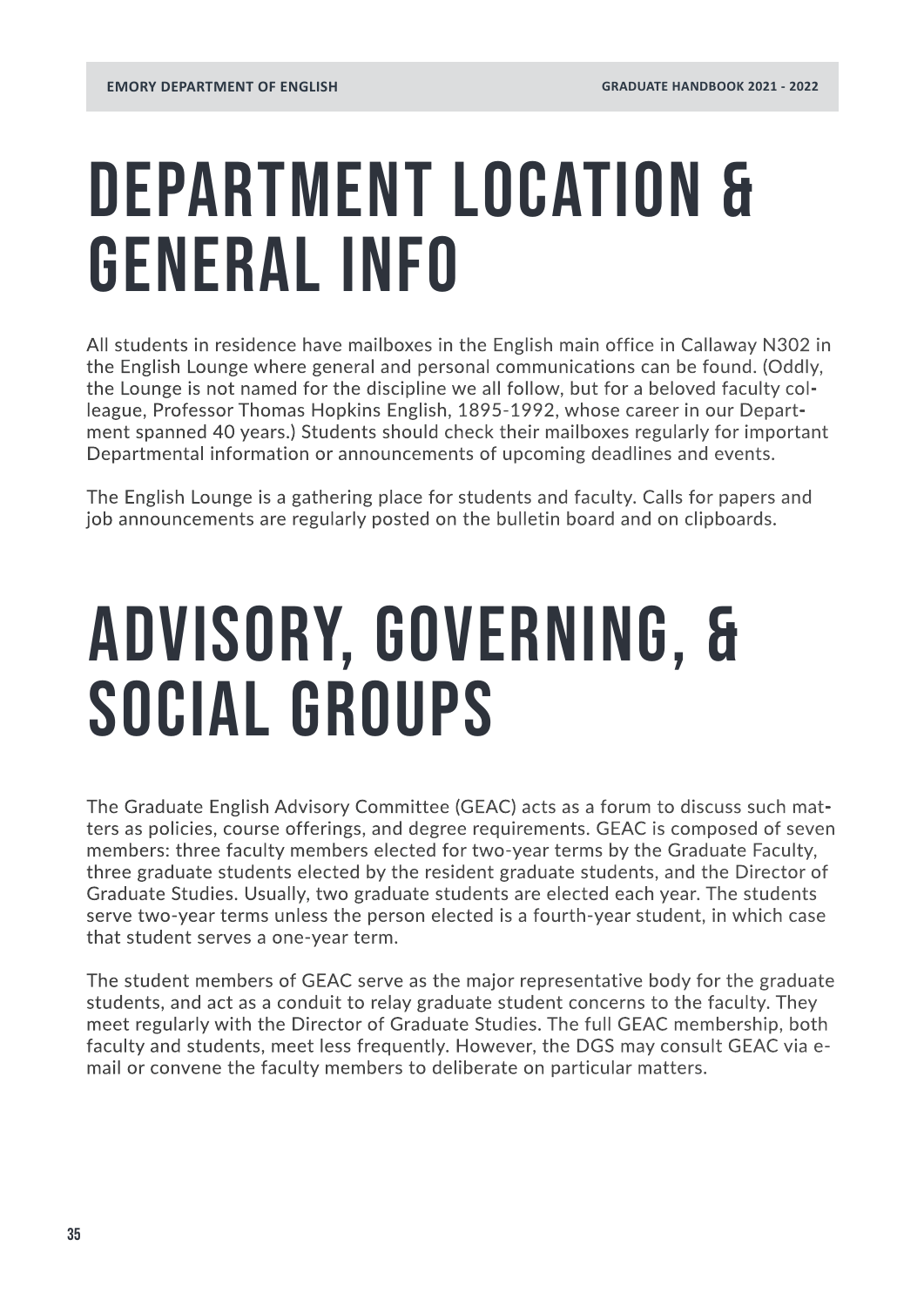# DEPARTMENT LOCATION & GENERAL INFO

All students in residence have mailboxes in the English main office in Callaway N302 in the English Lounge where general and personal communications can be found. (Oddly, the Lounge is not named for the discipline we all follow, but for a beloved faculty colleague, Professor Thomas Hopkins English, 1895-1992, whose career in our Department spanned 40 years.) Students should check their mailboxes regularly for important Departmental information or announcements of upcoming deadlines and events.

The English Lounge is a gathering place for students and faculty. Calls for papers and job announcements are regularly posted on the bulletin board and on clipboards.

# ADVISORY, GOVERNING, & SOCIAL GROUPS

The Graduate English Advisory Committee (GEAC) acts as a forum to discuss such matters as policies, course offerings, and degree requirements. GEAC is composed of seven members: three faculty members elected for two-year terms by the Graduate Faculty, three graduate students elected by the resident graduate students, and the Director of Graduate Studies. Usually, two graduate students are elected each year. The students serve two-year terms unless the person elected is a fourth-year student, in which case that student serves a one-year term.

The student members of GEAC serve as the major representative body for the graduate students, and act as a conduit to relay graduate student concerns to the faculty. They meet regularly with the Director of Graduate Studies. The full GEAC membership, both faculty and students, meet less frequently. However, the DGS may consult GEAC via e-mail or convene the faculty members to deliberate on particular matters.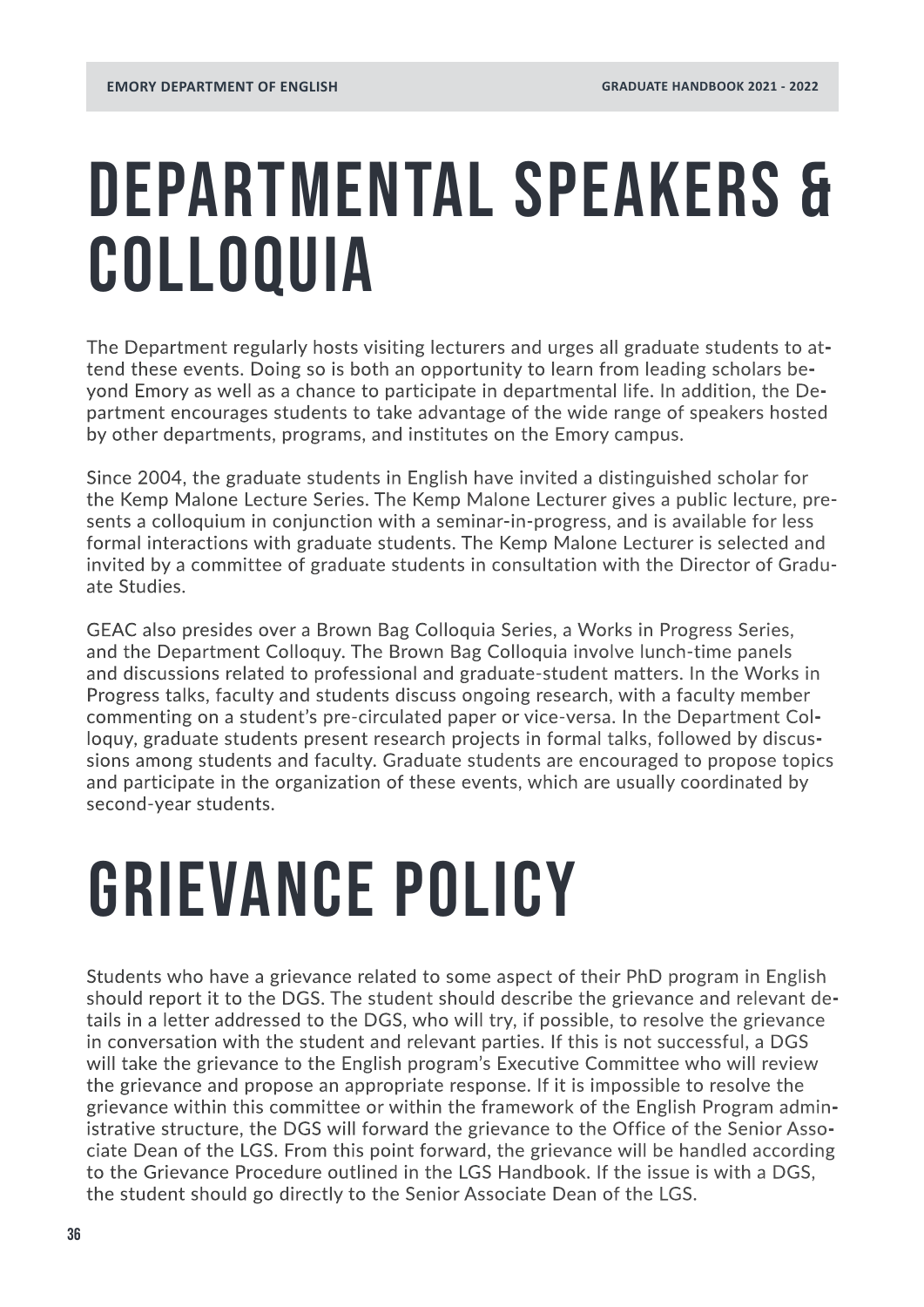# DEPARTMENTAL SPEAKERS & COLLOQUIA

The Department regularly hosts visiting lecturers and urges all graduate students to attend these events. Doing so is both an opportunity to learn from leading scholars beyond Emory as well as a chance to participate in departmental life. In addition, the Department encourages students to take advantage of the wide range of speakers hosted by other departments, programs, and institutes on the Emory campus.

Since 2004, the graduate students in English have invited a distinguished scholar for the Kemp Malone Lecture Series. The Kemp Malone Lecturer gives a public lecture, presents a colloquium in conjunction with a seminar-in-progress, and is available for less formal interactions with graduate students. The Kemp Malone Lecturer is selected and invited by a committee of graduate students in consultation with the Director of Graduate Studies.

GEAC also presides over a Brown Bag Colloquia Series, a Works in Progress Series, and the Department Colloquy. The Brown Bag Colloquia involve lunch-time panels and discussions related to professional and graduate-student matters. In the Works in Progress talks, faculty and students discuss ongoing research, with a faculty member commenting on a student's pre-circulated paper or vice-versa. In the Department Colloquy, graduate students present research projects in formal talks, followed by discussions among students and faculty. Graduate students are encouraged to propose topics and participate in the organization of these events, which are usually coordinated by second-year students.

# GRIEVANCE POLICY

Students who have a grievance related to some aspect of their PhD program in English should report it to the DGS. The student should describe the grievance and relevant details in a letter addressed to the DGS, who will try, if possible, to resolve the grievance in conversation with the student and relevant parties. If this is not successful, a DGS will take the grievance to the English program's Executive Committee who will review the grievance and propose an appropriate response. If it is impossible to resolve the grievance within this committee or within the framework of the English Program administrative structure, the DGS will forward the grievance to the Office of the Senior Associate Dean of the LGS. From this point forward, the grievance will be handled according to the Grievance Procedure outlined in the LGS Handbook. If the issue is with a DGS, the student should go directly to the Senior Associate Dean of the LGS.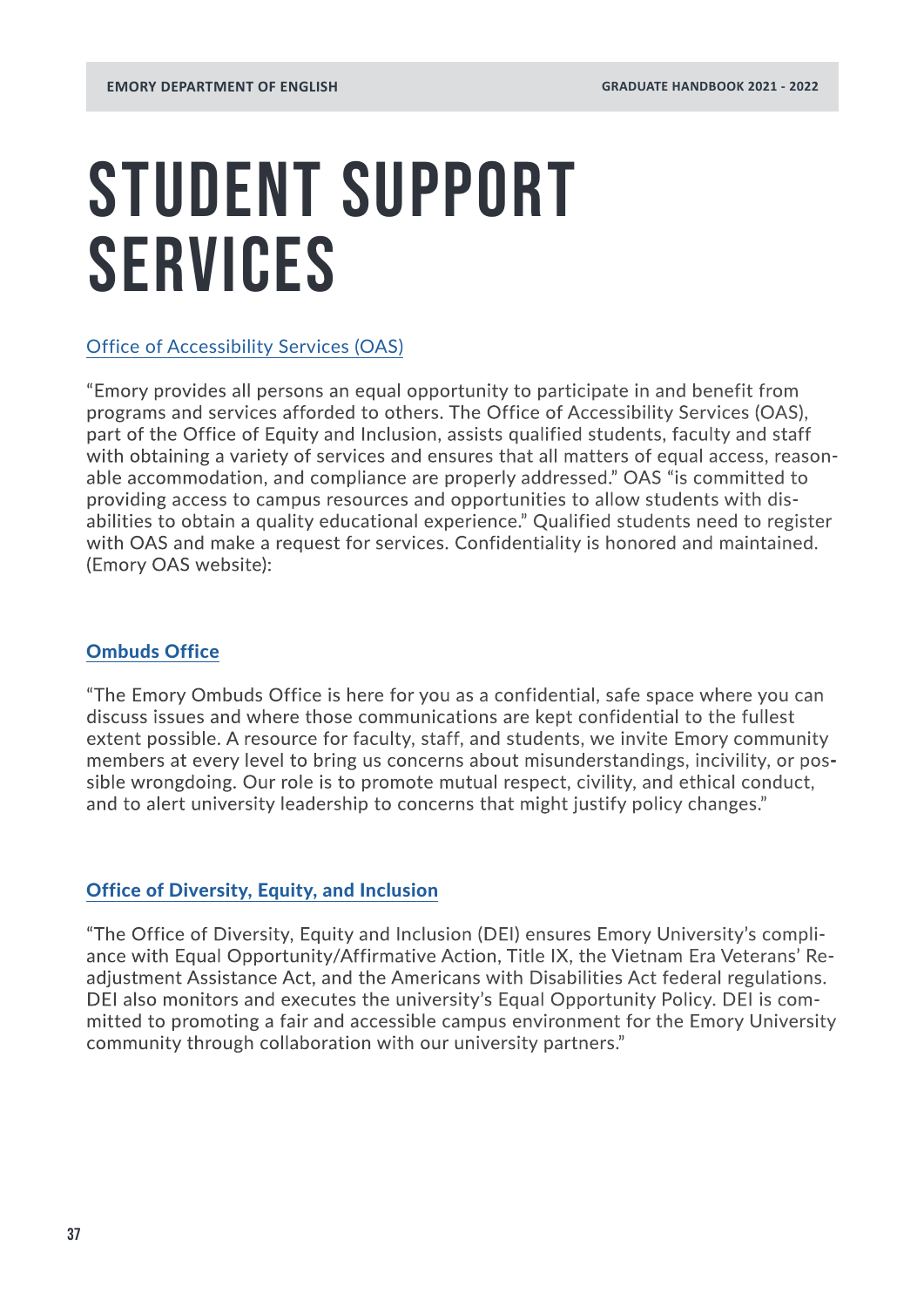# STUDENT SUPPORT SERVICES

## Office of Accessibility Services (OAS)

"Emory provides all persons an equal opportunity to participate in and benefit from programs and services afforded to others. The Office of Accessibility Services (OAS), part of the Office of Equity and Inclusion, assists qualified students, faculty and staff with obtaining a variety of services and ensures that all matters of equal access, reasonable accommodation, and compliance are properly addressed." OAS "is committed to providing access to campus resources and opportunities to allow students with disabilities to obtain a quality educational experience." Qualified students need to register with OAS and make a request for services. Confidentiality is honored and maintained. (Emory OAS website):

## Ombuds Office

"The Emory Ombuds Office is here for you as a confidential, safe space where you can discuss issues and where those communications are kept confidential to the fullest extent possible. A resource for faculty, staff, and students, we invite Emory community members at every level to bring us concerns about misunderstandings, incivility, or possible wrongdoing. Our role is to promote mutual respect, civility, and ethical conduct, and to alert university leadership to concerns that might justify policy changes."

## Office of Diversity, Equity, and Inclusion

"The Office of Diversity, Equity and Inclusion (DEI) ensures Emory University's compliance with Equal Opportunity/Affirmative Action, Title IX, the Vietnam Era Veterans' Readjustment Assistance Act, and the Americans with Disabilities Act federal regulations. DEI also monitors and executes the university's Equal Opportunity Policy. DEI is committed to promoting a fair and accessible campus environment for the Emory University community through collaboration with our university partners."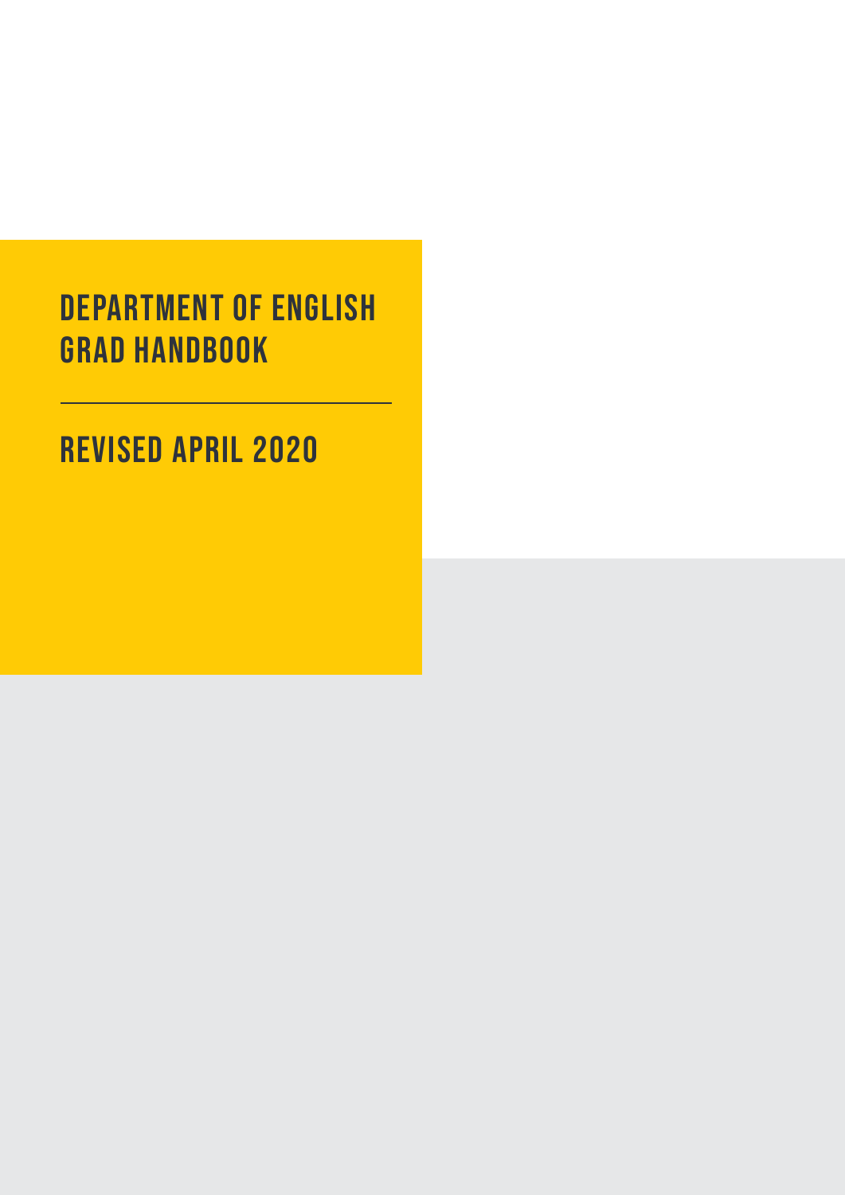# DEPARTMENT OF ENGLISH GRAD HANDBOOK

---

## REVISED APRIL 2020